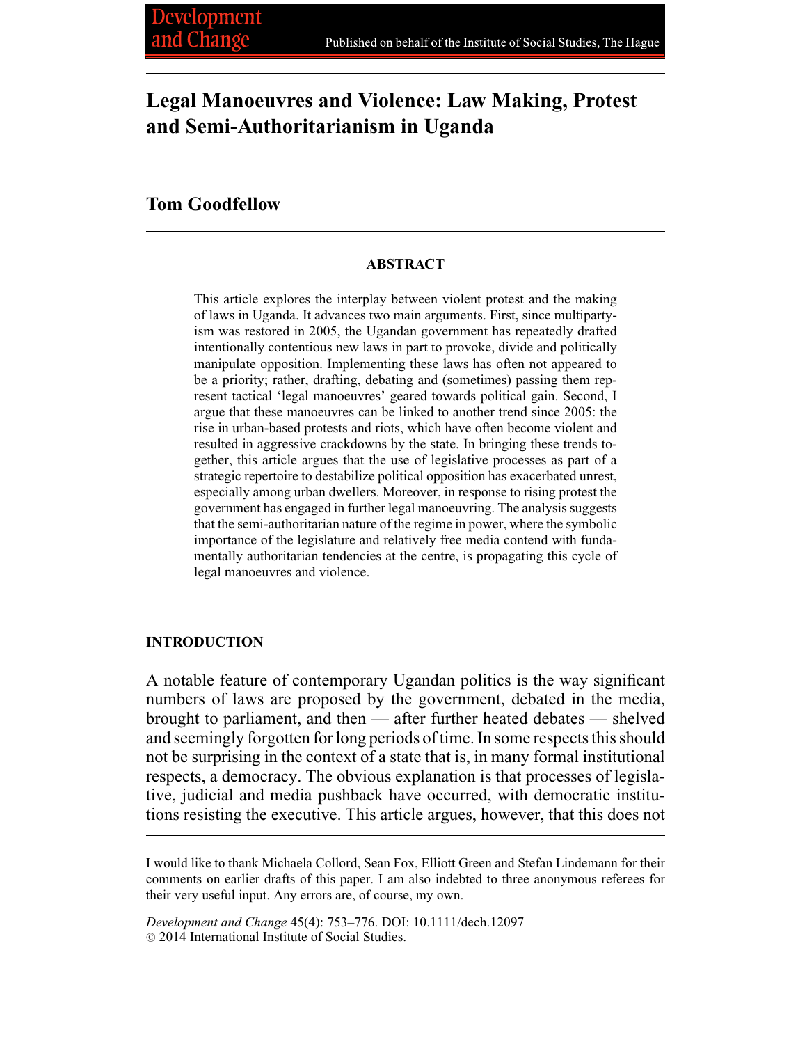Development and Change

Published on behalf of the Institute of Social Studies, The Hague

# Legal Manoeuvres and Violence: Law Making, Protest and Semi-Authoritarianism in Uganda

## Tom Goodfellow

### ABSTRACT

This article explores the interplay between violent protest and the making of laws in Uganda. It advances two main arguments. First, since multipartyism was restored in 2005, the Ugandan government has repeatedly drafted intentionally contentious new laws in part to provoke, divide and politically manipulate opposition. Implementing these laws has often not appeared to be a priority; rather, drafting, debating and (sometimes) passing them represent tactical 'legal manoeuvres' geared towards political gain. Second, I argue that these manoeuvres can be linked to another trend since 2005: the rise in urban-based protests and riots, which have often become violent and resulted in aggressive crackdowns by the state. In bringing these trends together, this article argues that the use of legislative processes as part of a strategic repertoire to destabilize political opposition has exacerbated unrest, especially among urban dwellers. Moreover, in response to rising protest the government has engaged in further legal manoeuvring. The analysis suggests that the semi-authoritarian nature of the regime in power, where the symbolic importance of the legislature and relatively free media contend with fundamentally authoritarian tendencies at the centre, is propagating this cycle of legal manoeuvres and violence.

## INTRODUCTION

A notable feature of contemporary Ugandan politics is the way significant numbers of laws are proposed by the government, debated in the media, brought to parliament, and then — after further heated debates — shelved and seemingly forgotten for long periods of time. In some respects this should not be surprising in the context of a state that is, in many formal institutional respects, a democracy. The obvious explanation is that processes of legislative, judicial and media pushback have occurred, with democratic institutions resisting the executive. This article argues, however, that this does not

---

I would like to thank Michaela Collord, Sean Fox, Elliott Green and Stefan Lindemann for their comments on earlier drafts of this paper. I am also indebted to three anonymous referees for their very useful input. Any errors are, of course, my own.

*Development and Change* 45(4): 753–776. DOI: 10.1111/dech.12097
© 2014 International Institute of Social Studies.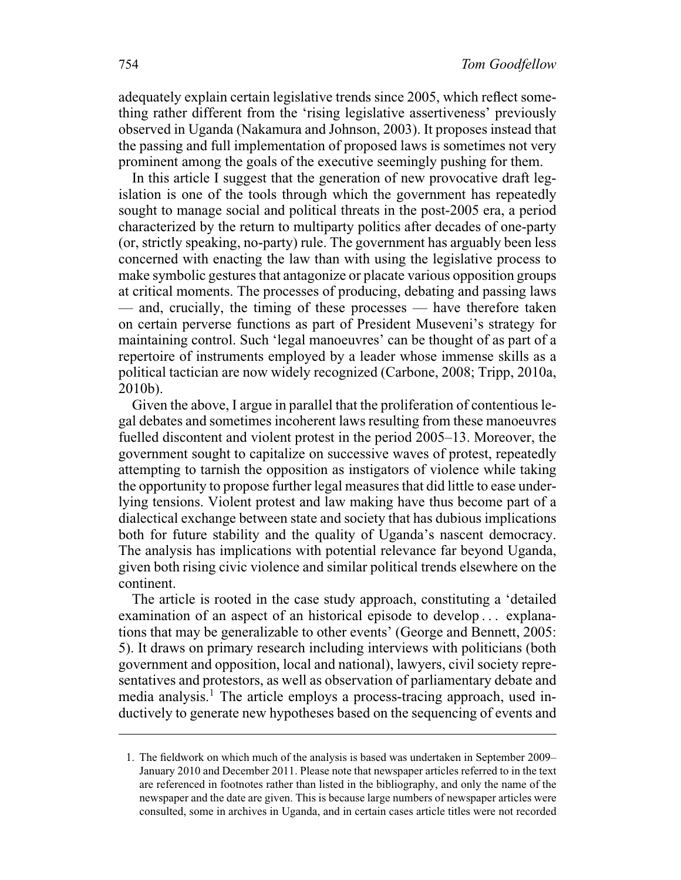adequately explain certain legislative trends since 2005, which reflect something rather different from the 'rising legislative assertiveness' previously observed in Uganda (Nakamura and Johnson, 2003). It proposes instead that the passing and full implementation of proposed laws is sometimes not very prominent among the goals of the executive seemingly pushing for them.

In this article I suggest that the generation of new provocative draft legislation is one of the tools through which the government has repeatedly sought to manage social and political threats in the post-2005 era, a period characterized by the return to multiparty politics after decades of one-party (or, strictly speaking, no-party) rule. The government has arguably been less concerned with enacting the law than with using the legislative process to make symbolic gestures that antagonize or placate various opposition groups at critical moments. The processes of producing, debating and passing laws — and, crucially, the timing of these processes — have therefore taken on certain perverse functions as part of President Museveni's strategy for maintaining control. Such 'legal manoeuvres' can be thought of as part of a repertoire of instruments employed by a leader whose immense skills as a political tactician are now widely recognized (Carbone, 2008; Tripp, 2010a, 2010b).

Given the above, I argue in parallel that the proliferation of contentious legal debates and sometimes incoherent laws resulting from these manoeuvres fuelled discontent and violent protest in the period 2005–13. Moreover, the government sought to capitalize on successive waves of protest, repeatedly attempting to tarnish the opposition as instigators of violence while taking the opportunity to propose further legal measures that did little to ease underlying tensions. Violent protest and law making have thus become part of a dialectical exchange between state and society that has dubious implications both for future stability and the quality of Uganda's nascent democracy. The analysis has implications with potential relevance far beyond Uganda, given both rising civic violence and similar political trends elsewhere on the continent.

The article is rooted in the case study approach, constituting a 'detailed examination of an aspect of an historical episode to develop . . . explanations that may be generalizable to other events' (George and Bennett, 2005: 5). It draws on primary research including interviews with politicians (both government and opposition, local and national), lawyers, civil society representatives and protestors, as well as observation of parliamentary debate and media analysis.[1] The article employs a process-tracing approach, used inductively to generate new hypotheses based on the sequencing of events and

1. The fieldwork on which much of the analysis is based was undertaken in September 2009–January 2010 and December 2011. Please note that newspaper articles referred to in the text are referenced in footnotes rather than listed in the bibliography, and only the name of the newspaper and the date are given. This is because large numbers of newspaper articles were consulted, some in archives in Uganda, and in certain cases article titles were not recorded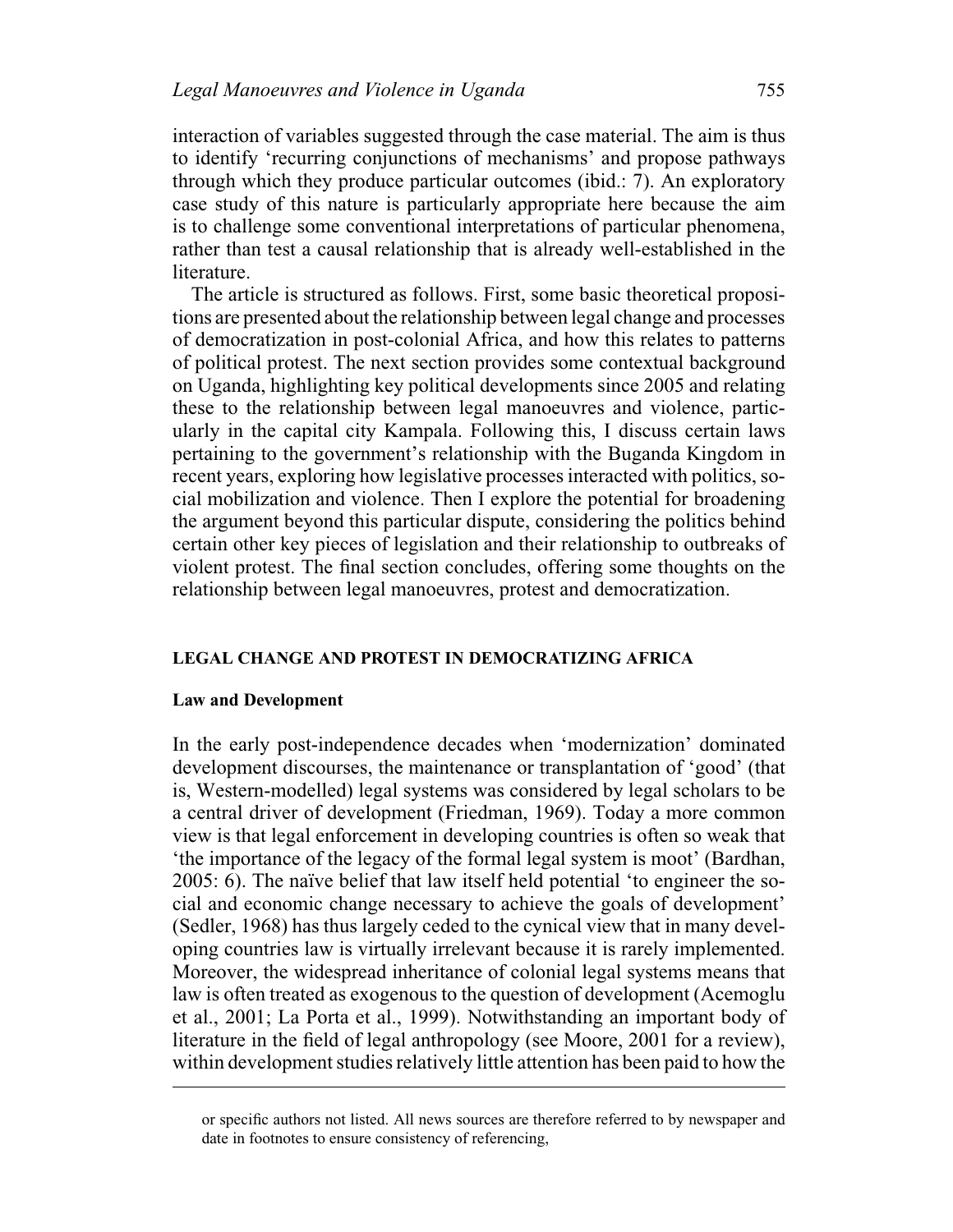interaction of variables suggested through the case material. The aim is thus to identify 'recurring conjunctions of mechanisms' and propose pathways through which they produce particular outcomes (ibid.: 7). An exploratory case study of this nature is particularly appropriate here because the aim is to challenge some conventional interpretations of particular phenomena, rather than test a causal relationship that is already well-established in the literature.

The article is structured as follows. First, some basic theoretical propositions are presented about the relationship between legal change and processes of democratization in post-colonial Africa, and how this relates to patterns of political protest. The next section provides some contextual background on Uganda, highlighting key political developments since 2005 and relating these to the relationship between legal manoeuvres and violence, particularly in the capital city Kampala. Following this, I discuss certain laws pertaining to the government's relationship with the Buganda Kingdom in recent years, exploring how legislative processes interacted with politics, social mobilization and violence. Then I explore the potential for broadening the argument beyond this particular dispute, considering the politics behind certain other key pieces of legislation and their relationship to outbreaks of violent protest. The final section concludes, offering some thoughts on the relationship between legal manoeuvres, protest and democratization.

## LEGAL CHANGE AND PROTEST IN DEMOCRATIZING AFRICA

### Law and Development

In the early post-independence decades when 'modernization' dominated development discourses, the maintenance or transplantation of 'good' (that is, Western-modelled) legal systems was considered by legal scholars to be a central driver of development (Friedman, 1969). Today a more common view is that legal enforcement in developing countries is often so weak that 'the importance of the legacy of the formal legal system is moot' (Bardhan, 2005: 6). The naïve belief that law itself held potential 'to engineer the social and economic change necessary to achieve the goals of development' (Sedler, 1968) has thus largely ceded to the cynical view that in many developing countries law is virtually irrelevant because it is rarely implemented. Moreover, the widespread inheritance of colonial legal systems means that law is often treated as exogenous to the question of development (Acemoglu et al., 2001; La Porta et al., 1999). Notwithstanding an important body of literature in the field of legal anthropology (see Moore, 2001 for a review), within development studies relatively little attention has been paid to how the

---

or specific authors not listed. All news sources are therefore referred to by newspaper and date in footnotes to ensure consistency of referencing,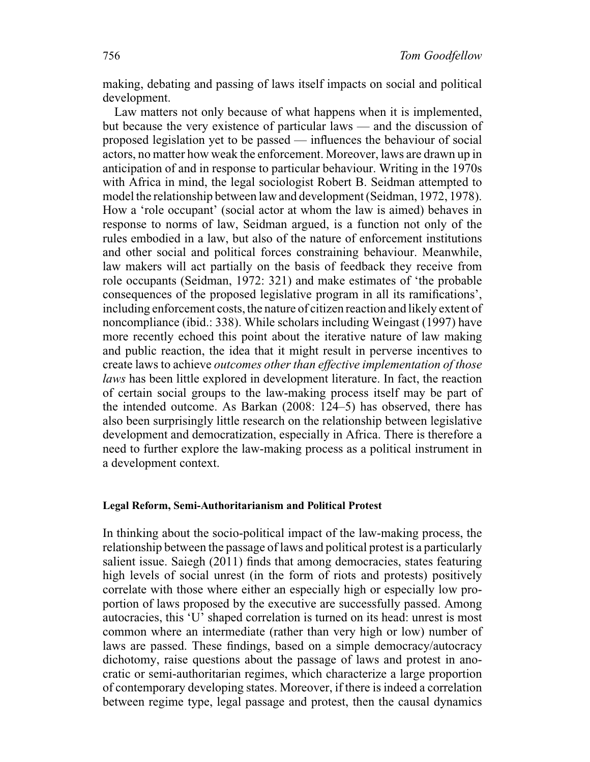making, debating and passing of laws itself impacts on social and political development.

Law matters not only because of what happens when it is implemented, but because the very existence of particular laws — and the discussion of proposed legislation yet to be passed — influences the behaviour of social actors, no matter how weak the enforcement. Moreover, laws are drawn up in anticipation of and in response to particular behaviour. Writing in the 1970s with Africa in mind, the legal sociologist Robert B. Seidman attempted to model the relationship between law and development (Seidman, 1972, 1978). How a 'role occupant' (social actor at whom the law is aimed) behaves in response to norms of law, Seidman argued, is a function not only of the rules embodied in a law, but also of the nature of enforcement institutions and other social and political forces constraining behaviour. Meanwhile, law makers will act partially on the basis of feedback they receive from role occupants (Seidman, 1972: 321) and make estimates of 'the probable consequences of the proposed legislative program in all its ramifications', including enforcement costs, the nature of citizen reaction and likely extent of noncompliance (ibid.: 338). While scholars including Weingast (1997) have more recently echoed this point about the iterative nature of law making and public reaction, the idea that it might result in perverse incentives to create laws to achieve *outcomes other than effective implementation of those laws* has been little explored in development literature. In fact, the reaction of certain social groups to the law-making process itself may be part of the intended outcome. As Barkan (2008: 124–5) has observed, there has also been surprisingly little research on the relationship between legislative development and democratization, especially in Africa. There is therefore a need to further explore the law-making process as a political instrument in a development context.

### Legal Reform, Semi-Authoritarianism and Political Protest

In thinking about the socio-political impact of the law-making process, the relationship between the passage of laws and political protest is a particularly salient issue. Saiegh (2011) finds that among democracies, states featuring high levels of social unrest (in the form of riots and protests) positively correlate with those where either an especially high or especially low proportion of laws proposed by the executive are successfully passed. Among autocracies, this 'U' shaped correlation is turned on its head: unrest is most common where an intermediate (rather than very high or low) number of laws are passed. These findings, based on a simple democracy/autocracy dichotomy, raise questions about the passage of laws and protest in anocratic or semi-authoritarian regimes, which characterize a large proportion of contemporary developing states. Moreover, if there is indeed a correlation between regime type, legal passage and protest, then the causal dynamics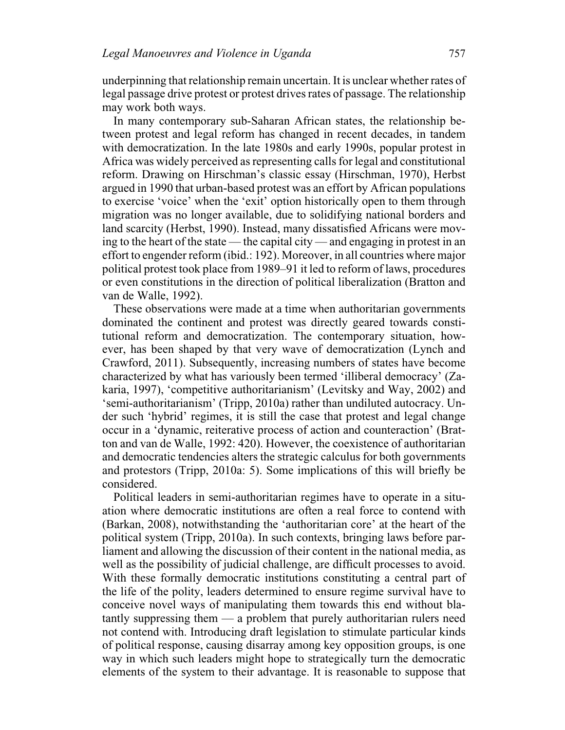underpinning that relationship remain uncertain. It is unclear whether rates of legal passage drive protest or protest drives rates of passage. The relationship may work both ways.

In many contemporary sub-Saharan African states, the relationship between protest and legal reform has changed in recent decades, in tandem with democratization. In the late 1980s and early 1990s, popular protest in Africa was widely perceived as representing calls for legal and constitutional reform. Drawing on Hirschman's classic essay (Hirschman, 1970), Herbst argued in 1990 that urban-based protest was an effort by African populations to exercise 'voice' when the 'exit' option historically open to them through migration was no longer available, due to solidifying national borders and land scarcity (Herbst, 1990). Instead, many dissatisfied Africans were moving to the heart of the state — the capital city — and engaging in protest in an effort to engender reform (ibid.: 192). Moreover, in all countries where major political protest took place from 1989–91 it led to reform of laws, procedures or even constitutions in the direction of political liberalization (Bratton and van de Walle, 1992).

These observations were made at a time when authoritarian governments dominated the continent and protest was directly geared towards constitutional reform and democratization. The contemporary situation, however, has been shaped by that very wave of democratization (Lynch and Crawford, 2011). Subsequently, increasing numbers of states have become characterized by what has variously been termed 'illiberal democracy' (Zakaria, 1997), 'competitive authoritarianism' (Levitsky and Way, 2002) and 'semi-authoritarianism' (Tripp, 2010a) rather than undiluted autocracy. Under such 'hybrid' regimes, it is still the case that protest and legal change occur in a 'dynamic, reiterative process of action and counteraction' (Bratton and van de Walle, 1992: 420). However, the coexistence of authoritarian and democratic tendencies alters the strategic calculus for both governments and protestors (Tripp, 2010a: 5). Some implications of this will briefly be considered.

Political leaders in semi-authoritarian regimes have to operate in a situation where democratic institutions are often a real force to contend with (Barkan, 2008), notwithstanding the 'authoritarian core' at the heart of the political system (Tripp, 2010a). In such contexts, bringing laws before parliament and allowing the discussion of their content in the national media, as well as the possibility of judicial challenge, are difficult processes to avoid. With these formally democratic institutions constituting a central part of the life of the polity, leaders determined to ensure regime survival have to conceive novel ways of manipulating them towards this end without blatantly suppressing them — a problem that purely authoritarian rulers need not contend with. Introducing draft legislation to stimulate particular kinds of political response, causing disarray among key opposition groups, is one way in which such leaders might hope to strategically turn the democratic elements of the system to their advantage. It is reasonable to suppose that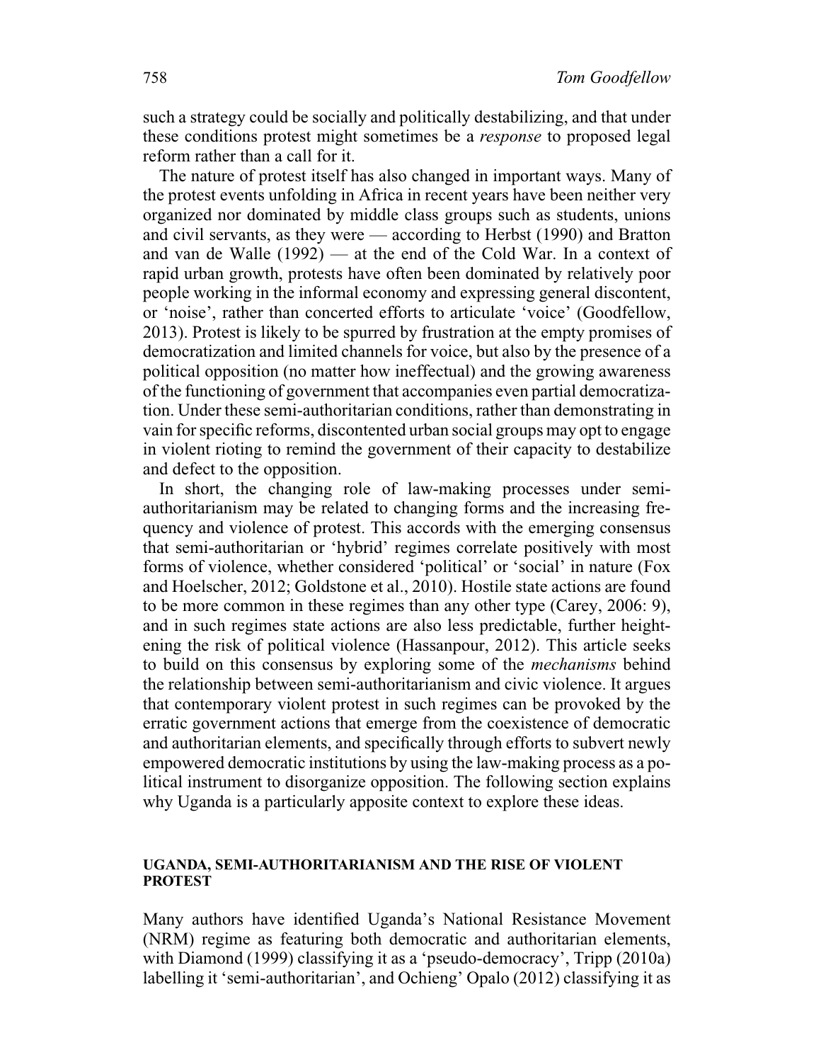such a strategy could be socially and politically destabilizing, and that under these conditions protest might sometimes be a *response* to proposed legal reform rather than a call for it.

The nature of protest itself has also changed in important ways. Many of the protest events unfolding in Africa in recent years have been neither very organized nor dominated by middle class groups such as students, unions and civil servants, as they were — according to Herbst (1990) and Bratton and van de Walle (1992) — at the end of the Cold War. In a context of rapid urban growth, protests have often been dominated by relatively poor people working in the informal economy and expressing general discontent, or 'noise', rather than concerted efforts to articulate 'voice' (Goodfellow, 2013). Protest is likely to be spurred by frustration at the empty promises of democratization and limited channels for voice, but also by the presence of a political opposition (no matter how ineffectual) and the growing awareness of the functioning of government that accompanies even partial democratization. Under these semi-authoritarian conditions, rather than demonstrating in vain for specific reforms, discontented urban social groups may opt to engage in violent rioting to remind the government of their capacity to destabilize and defect to the opposition.

In short, the changing role of law-making processes under semi-authoritarianism may be related to changing forms and the increasing frequency and violence of protest. This accords with the emerging consensus that semi-authoritarian or 'hybrid' regimes correlate positively with most forms of violence, whether considered 'political' or 'social' in nature (Fox and Hoelscher, 2012; Goldstone et al., 2010). Hostile state actions are found to be more common in these regimes than any other type (Carey, 2006: 9), and in such regimes state actions are also less predictable, further heightening the risk of political violence (Hassanpour, 2012). This article seeks to build on this consensus by exploring some of the *mechanisms* behind the relationship between semi-authoritarianism and civic violence. It argues that contemporary violent protest in such regimes can be provoked by the erratic government actions that emerge from the coexistence of democratic and authoritarian elements, and specifically through efforts to subvert newly empowered democratic institutions by using the law-making process as a political instrument to disorganize opposition. The following section explains why Uganda is a particularly apposite context to explore these ideas.

## UGANDA, SEMI-AUTHORITARIANISM AND THE RISE OF VIOLENT PROTEST

Many authors have identified Uganda's National Resistance Movement (NRM) regime as featuring both democratic and authoritarian elements, with Diamond (1999) classifying it as a 'pseudo-democracy', Tripp (2010a) labelling it 'semi-authoritarian', and Ochieng' Opalo (2012) classifying it as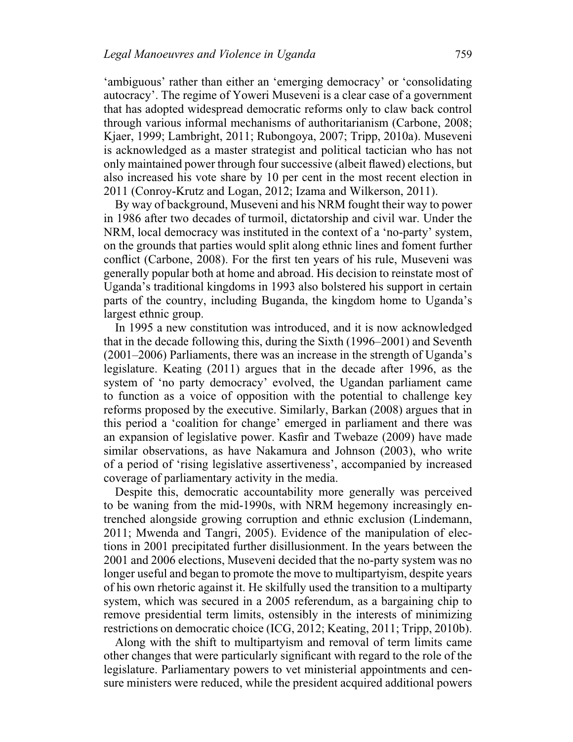'ambiguous' rather than either an 'emerging democracy' or 'consolidating autocracy'. The regime of Yoweri Museveni is a clear case of a government that has adopted widespread democratic reforms only to claw back control through various informal mechanisms of authoritarianism (Carbone, 2008; Kjaer, 1999; Lambright, 2011; Rubongoya, 2007; Tripp, 2010a). Museveni is acknowledged as a master strategist and political tactician who has not only maintained power through four successive (albeit flawed) elections, but also increased his vote share by 10 per cent in the most recent election in 2011 (Conroy-Krutz and Logan, 2012; Izama and Wilkerson, 2011).

By way of background, Museveni and his NRM fought their way to power in 1986 after two decades of turmoil, dictatorship and civil war. Under the NRM, local democracy was instituted in the context of a 'no-party' system, on the grounds that parties would split along ethnic lines and foment further conflict (Carbone, 2008). For the first ten years of his rule, Museveni was generally popular both at home and abroad. His decision to reinstate most of Uganda's traditional kingdoms in 1993 also bolstered his support in certain parts of the country, including Buganda, the kingdom home to Uganda's largest ethnic group.

In 1995 a new constitution was introduced, and it is now acknowledged that in the decade following this, during the Sixth (1996–2001) and Seventh (2001–2006) Parliaments, there was an increase in the strength of Uganda's legislature. Keating (2011) argues that in the decade after 1996, as the system of 'no party democracy' evolved, the Ugandan parliament came to function as a voice of opposition with the potential to challenge key reforms proposed by the executive. Similarly, Barkan (2008) argues that in this period a 'coalition for change' emerged in parliament and there was an expansion of legislative power. Kasfir and Twebaze (2009) have made similar observations, as have Nakamura and Johnson (2003), who write of a period of 'rising legislative assertiveness', accompanied by increased coverage of parliamentary activity in the media.

Despite this, democratic accountability more generally was perceived to be waning from the mid-1990s, with NRM hegemony increasingly entrenched alongside growing corruption and ethnic exclusion (Lindemann, 2011; Mwenda and Tangri, 2005). Evidence of the manipulation of elections in 2001 precipitated further disillusionment. In the years between the 2001 and 2006 elections, Museveni decided that the no-party system was no longer useful and began to promote the move to multipartyism, despite years of his own rhetoric against it. He skilfully used the transition to a multiparty system, which was secured in a 2005 referendum, as a bargaining chip to remove presidential term limits, ostensibly in the interests of minimizing restrictions on democratic choice (ICG, 2012; Keating, 2011; Tripp, 2010b).

Along with the shift to multipartyism and removal of term limits came other changes that were particularly significant with regard to the role of the legislature. Parliamentary powers to vet ministerial appointments and censure ministers were reduced, while the president acquired additional powers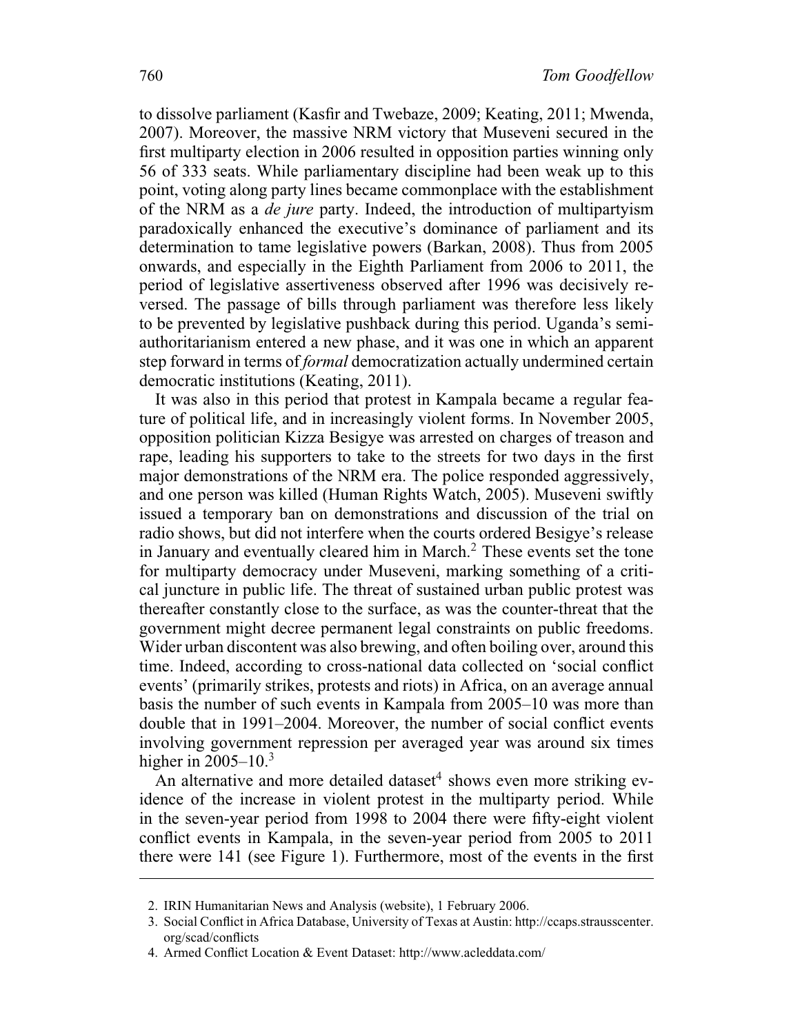to dissolve parliament (Kasfir and Twebaze, 2009; Keating, 2011; Mwenda, 2007). Moreover, the massive NRM victory that Museveni secured in the first multiparty election in 2006 resulted in opposition parties winning only 56 of 333 seats. While parliamentary discipline had been weak up to this point, voting along party lines became commonplace with the establishment of the NRM as a *de jure* party. Indeed, the introduction of multipartyism paradoxically enhanced the executive's dominance of parliament and its determination to tame legislative powers (Barkan, 2008). Thus from 2005 onwards, and especially in the Eighth Parliament from 2006 to 2011, the period of legislative assertiveness observed after 1996 was decisively reversed. The passage of bills through parliament was therefore less likely to be prevented by legislative pushback during this period. Uganda's semi-authoritarianism entered a new phase, and it was one in which an apparent step forward in terms of *formal* democratization actually undermined certain democratic institutions (Keating, 2011).

It was also in this period that protest in Kampala became a regular feature of political life, and in increasingly violent forms. In November 2005, opposition politician Kizza Besigye was arrested on charges of treason and rape, leading his supporters to take to the streets for two days in the first major demonstrations of the NRM era. The police responded aggressively, and one person was killed (Human Rights Watch, 2005). Museveni swiftly issued a temporary ban on demonstrations and discussion of the trial on radio shows, but did not interfere when the courts ordered Besigye's release in January and eventually cleared him in March.[2] These events set the tone for multiparty democracy under Museveni, marking something of a critical juncture in public life. The threat of sustained urban public protest was thereafter constantly close to the surface, as was the counter-threat that the government might decree permanent legal constraints on public freedoms. Wider urban discontent was also brewing, and often boiling over, around this time. Indeed, according to cross-national data collected on 'social conflict events' (primarily strikes, protests and riots) in Africa, on an average annual basis the number of such events in Kampala from 2005–10 was more than double that in 1991–2004. Moreover, the number of social conflict events involving government repression per averaged year was around six times higher in 2005–10.[3]

An alternative and more detailed dataset[4] shows even more striking evidence of the increase in violent protest in the multiparty period. While in the seven-year period from 1998 to 2004 there were fifty-eight violent conflict events in Kampala, in the seven-year period from 2005 to 2011 there were 141 (see Figure 1). Furthermore, most of the events in the first

2. IRIN Humanitarian News and Analysis (website), 1 February 2006.
3. Social Conflict in Africa Database, University of Texas at Austin: http://ccaps.strausscenter.org/scad/conflicts
4. Armed Conflict Location & Event Dataset: http://www.acleddata.com/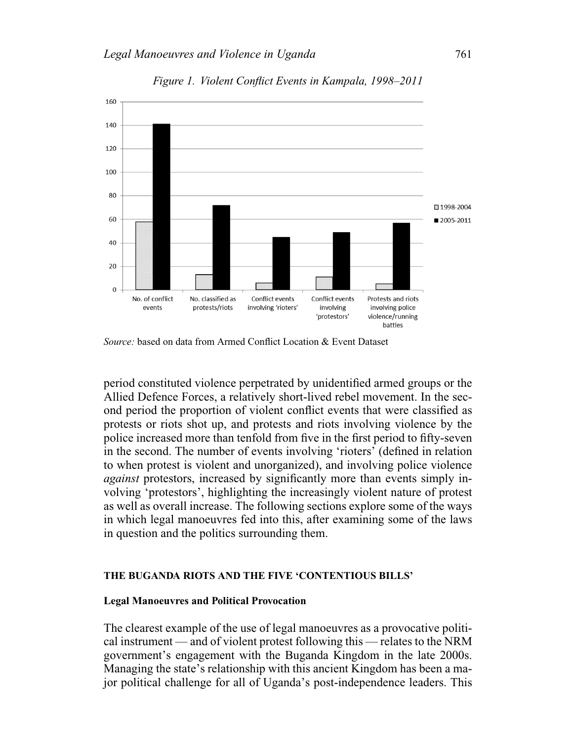*Figure 1. Violent Conflict Events in Kampala, 1998–2011*

*Source:* based on data from Armed Conflict Location & Event Dataset

period constituted violence perpetrated by unidentified armed groups or the Allied Defence Forces, a relatively short-lived rebel movement. In the second period the proportion of violent conflict events that were classified as protests or riots shot up, and protests and riots involving violence by the police increased more than tenfold from five in the first period to fifty-seven in the second. The number of events involving 'rioters' (defined in relation to when protest is violent and unorganized), and involving police violence *against* protestors, increased by significantly more than events simply involving 'protestors', highlighting the increasingly violent nature of protest as well as overall increase. The following sections explore some of the ways in which legal manoeuvres fed into this, after examining some of the laws in question and the politics surrounding them.

## THE BUGANDA RIOTS AND THE FIVE 'CONTENTIOUS BILLS'

### Legal Manoeuvres and Political Provocation

The clearest example of the use of legal manoeuvres as a provocative political instrument — and of violent protest following this — relates to the NRM government's engagement with the Buganda Kingdom in the late 2000s. Managing the state's relationship with this ancient Kingdom has been a major political challenge for all of Uganda's post-independence leaders. This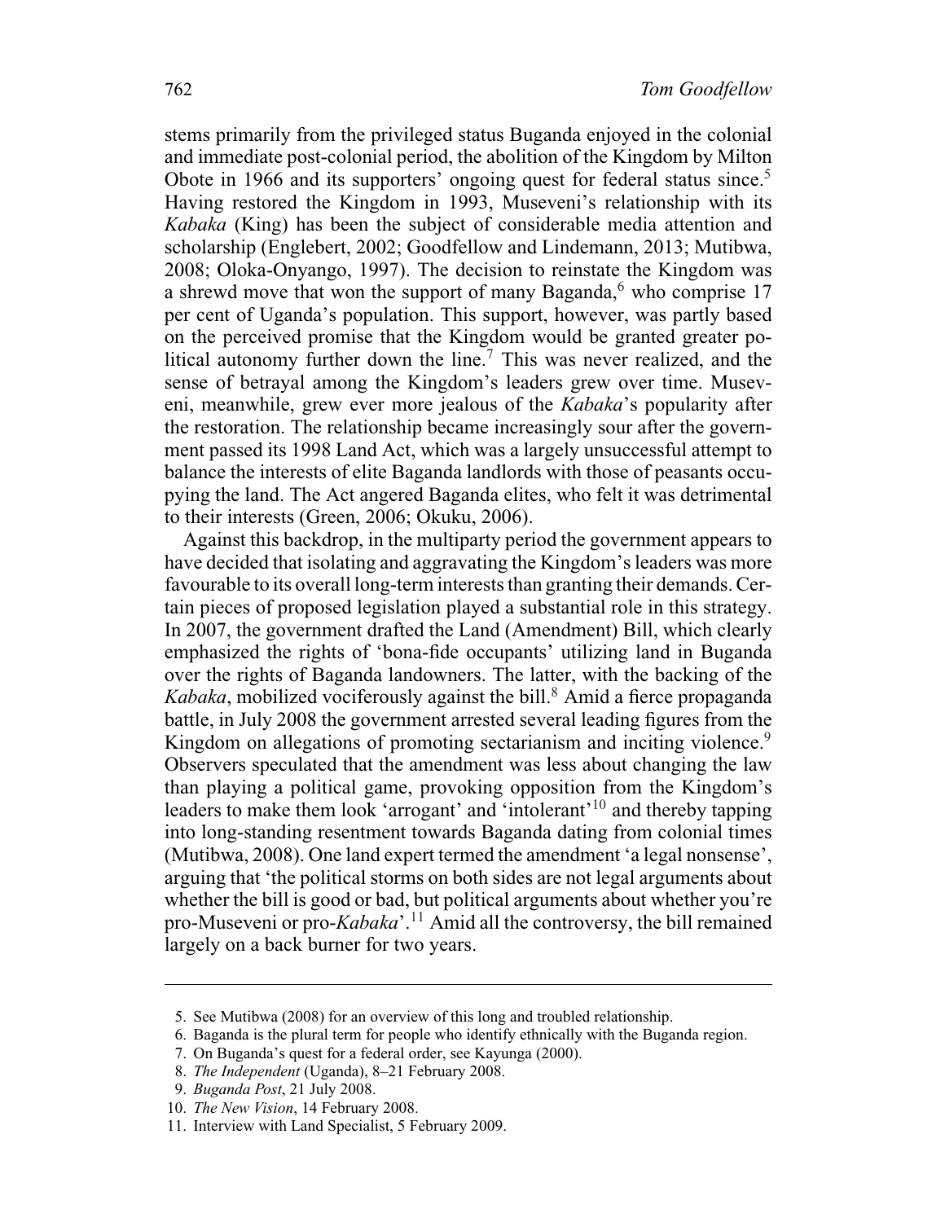stems primarily from the privileged status Buganda enjoyed in the colonial and immediate post-colonial period, the abolition of the Kingdom by Milton Obote in 1966 and its supporters' ongoing quest for federal status since.[5] Having restored the Kingdom in 1993, Museveni's relationship with its *Kabaka* (King) has been the subject of considerable media attention and scholarship (Englebert, 2002; Goodfellow and Lindemann, 2013; Mutibwa, 2008; Oloka-Onyango, 1997). The decision to reinstate the Kingdom was a shrewd move that won the support of many Baganda,[6] who comprise 17 per cent of Uganda's population. This support, however, was partly based on the perceived promise that the Kingdom would be granted greater political autonomy further down the line.[7] This was never realized, and the sense of betrayal among the Kingdom's leaders grew over time. Museveni, meanwhile, grew ever more jealous of the *Kabaka*'s popularity after the restoration. The relationship became increasingly sour after the government passed its 1998 Land Act, which was a largely unsuccessful attempt to balance the interests of elite Baganda landlords with those of peasants occupying the land. The Act angered Baganda elites, who felt it was detrimental to their interests (Green, 2006; Okuku, 2006).

Against this backdrop, in the multiparty period the government appears to have decided that isolating and aggravating the Kingdom's leaders was more favourable to its overall long-term interests than granting their demands. Certain pieces of proposed legislation played a substantial role in this strategy. In 2007, the government drafted the Land (Amendment) Bill, which clearly emphasized the rights of 'bona-fide occupants' utilizing land in Buganda over the rights of Baganda landowners. The latter, with the backing of the *Kabaka*, mobilized vociferously against the bill.[8] Amid a fierce propaganda battle, in July 2008 the government arrested several leading figures from the Kingdom on allegations of promoting sectarianism and inciting violence.[9] Observers speculated that the amendment was less about changing the law than playing a political game, provoking opposition from the Kingdom's leaders to make them look 'arrogant' and 'intolerant'[10] and thereby tapping into long-standing resentment towards Baganda dating from colonial times (Mutibwa, 2008). One land expert termed the amendment 'a legal nonsense', arguing that 'the political storms on both sides are not legal arguments about whether the bill is good or bad, but political arguments about whether you're pro-Museveni or pro-*Kabaka*'.[11] Amid all the controversy, the bill remained largely on a back burner for two years.

---

5. See Mutibwa (2008) for an overview of this long and troubled relationship.
6. Baganda is the plural term for people who identify ethnically with the Buganda region.
7. On Buganda's quest for a federal order, see Kayunga (2000).
8. *The Independent* (Uganda), 8–21 February 2008.
9. *Buganda Post*, 21 July 2008.
10. *The New Vision*, 14 February 2008.
11. Interview with Land Specialist, 5 February 2009.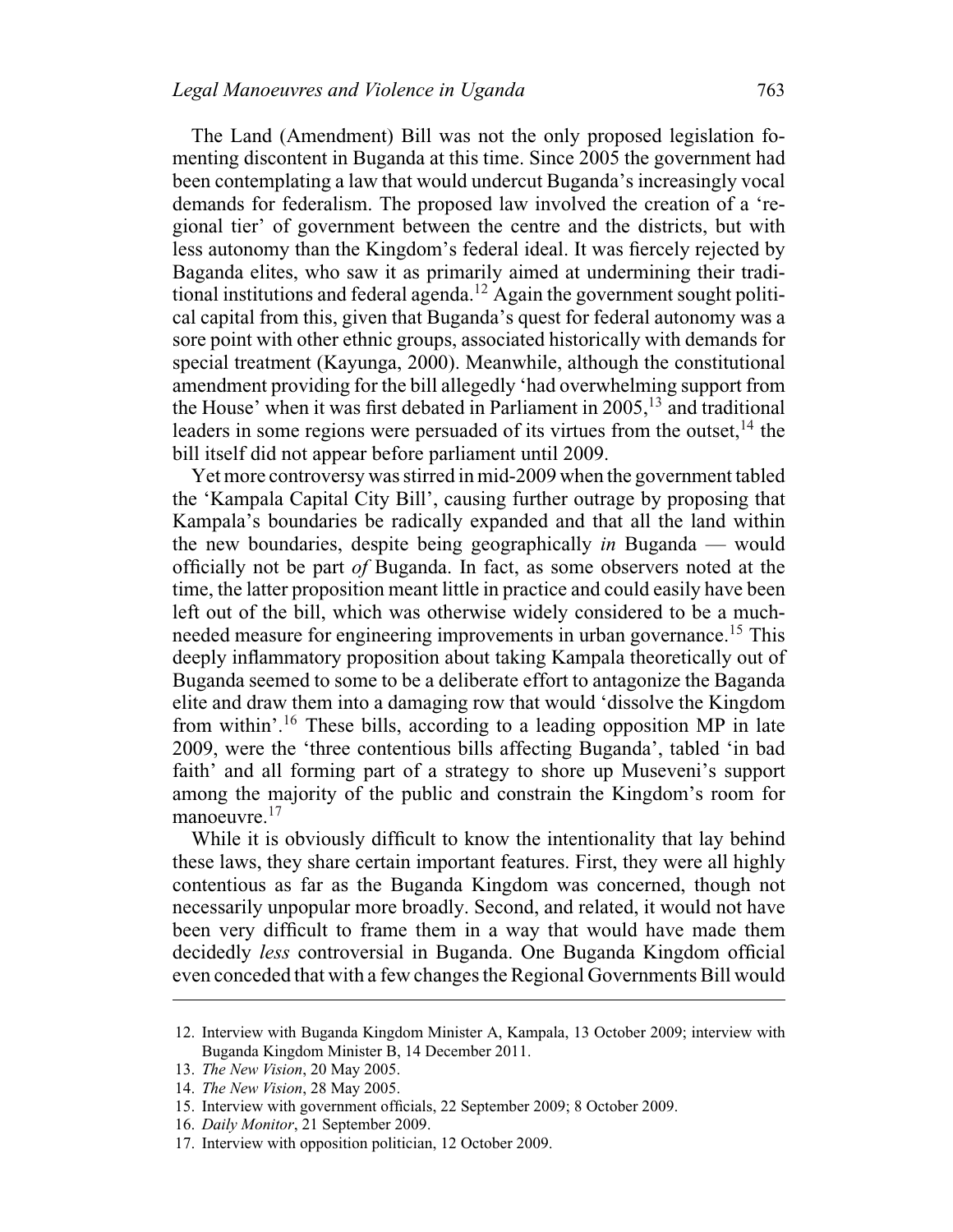The Land (Amendment) Bill was not the only proposed legislation fomenting discontent in Buganda at this time. Since 2005 the government had been contemplating a law that would undercut Buganda's increasingly vocal demands for federalism. The proposed law involved the creation of a 'regional tier' of government between the centre and the districts, but with less autonomy than the Kingdom's federal ideal. It was fiercely rejected by Baganda elites, who saw it as primarily aimed at undermining their traditional institutions and federal agenda.[12] Again the government sought political capital from this, given that Buganda's quest for federal autonomy was a sore point with other ethnic groups, associated historically with demands for special treatment (Kayunga, 2000). Meanwhile, although the constitutional amendment providing for the bill allegedly 'had overwhelming support from the House' when it was first debated in Parliament in 2005,[13] and traditional leaders in some regions were persuaded of its virtues from the outset,[14] the bill itself did not appear before parliament until 2009.

Yet more controversy was stirred in mid-2009 when the government tabled the 'Kampala Capital City Bill', causing further outrage by proposing that Kampala's boundaries be radically expanded and that all the land within the new boundaries, despite being geographically *in* Buganda — would officially not be part *of* Buganda. In fact, as some observers noted at the time, the latter proposition meant little in practice and could easily have been left out of the bill, which was otherwise widely considered to be a much-needed measure for engineering improvements in urban governance.[15] This deeply inflammatory proposition about taking Kampala theoretically out of Buganda seemed to some to be a deliberate effort to antagonize the Baganda elite and draw them into a damaging row that would 'dissolve the Kingdom from within'.[16] These bills, according to a leading opposition MP in late 2009, were the 'three contentious bills affecting Buganda', tabled 'in bad faith' and all forming part of a strategy to shore up Museveni's support among the majority of the public and constrain the Kingdom's room for manoeuvre.[17]

While it is obviously difficult to know the intentionality that lay behind these laws, they share certain important features. First, they were all highly contentious as far as the Buganda Kingdom was concerned, though not necessarily unpopular more broadly. Second, and related, it would not have been very difficult to frame them in a way that would have made them decidedly *less* controversial in Buganda. One Buganda Kingdom official even conceded that with a few changes the Regional Governments Bill would

---

12. Interview with Buganda Kingdom Minister A, Kampala, 13 October 2009; interview with Buganda Kingdom Minister B, 14 December 2011.
13. *The New Vision*, 20 May 2005.
14. *The New Vision*, 28 May 2005.
15. Interview with government officials, 22 September 2009; 8 October 2009.
16. *Daily Monitor*, 21 September 2009.
17. Interview with opposition politician, 12 October 2009.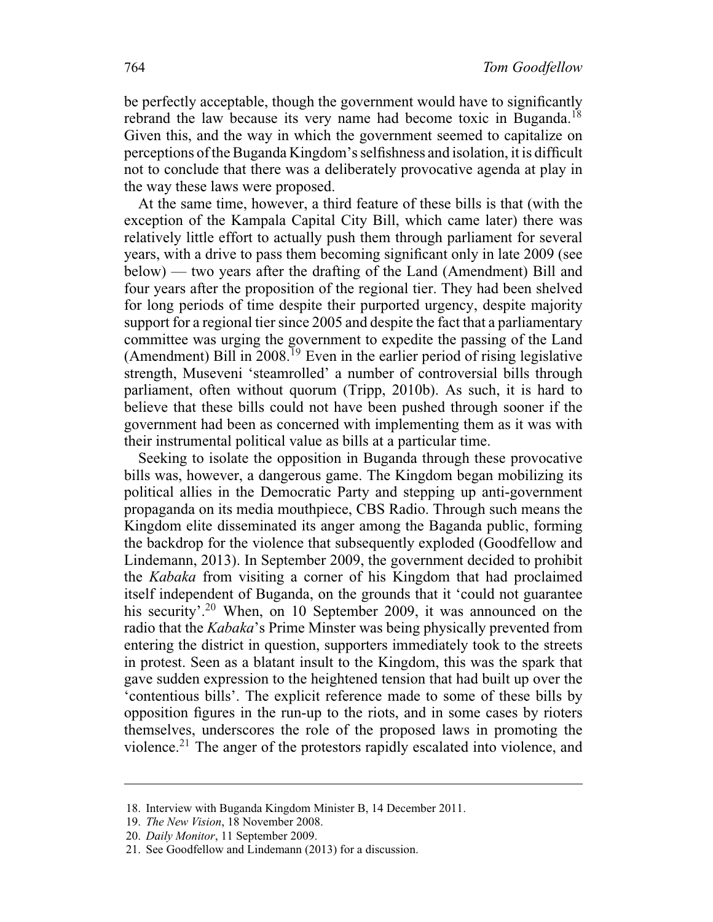be perfectly acceptable, though the government would have to significantly rebrand the law because its very name had become toxic in Buganda.[18] Given this, and the way in which the government seemed to capitalize on perceptions of the Buganda Kingdom's selfishness and isolation, it is difficult not to conclude that there was a deliberately provocative agenda at play in the way these laws were proposed.

At the same time, however, a third feature of these bills is that (with the exception of the Kampala Capital City Bill, which came later) there was relatively little effort to actually push them through parliament for several years, with a drive to pass them becoming significant only in late 2009 (see below) — two years after the drafting of the Land (Amendment) Bill and four years after the proposition of the regional tier. They had been shelved for long periods of time despite their purported urgency, despite majority support for a regional tier since 2005 and despite the fact that a parliamentary committee was urging the government to expedite the passing of the Land (Amendment) Bill in 2008.[19] Even in the earlier period of rising legislative strength, Museveni 'steamrolled' a number of controversial bills through parliament, often without quorum (Tripp, 2010b). As such, it is hard to believe that these bills could not have been pushed through sooner if the government had been as concerned with implementing them as it was with their instrumental political value as bills at a particular time.

Seeking to isolate the opposition in Buganda through these provocative bills was, however, a dangerous game. The Kingdom began mobilizing its political allies in the Democratic Party and stepping up anti-government propaganda on its media mouthpiece, CBS Radio. Through such means the Kingdom elite disseminated its anger among the Baganda public, forming the backdrop for the violence that subsequently exploded (Goodfellow and Lindemann, 2013). In September 2009, the government decided to prohibit the *Kabaka* from visiting a corner of his Kingdom that had proclaimed itself independent of Buganda, on the grounds that it 'could not guarantee his security'.[20] When, on 10 September 2009, it was announced on the radio that the *Kabaka*'s Prime Minster was being physically prevented from entering the district in question, supporters immediately took to the streets in protest. Seen as a blatant insult to the Kingdom, this was the spark that gave sudden expression to the heightened tension that had built up over the 'contentious bills'. The explicit reference made to some of these bills by opposition figures in the run-up to the riots, and in some cases by rioters themselves, underscores the role of the proposed laws in promoting the violence.[21] The anger of the protestors rapidly escalated into violence, and

18. Interview with Buganda Kingdom Minister B, 14 December 2011.
19. *The New Vision*, 18 November 2008.
20. *Daily Monitor*, 11 September 2009.
21. See Goodfellow and Lindemann (2013) for a discussion.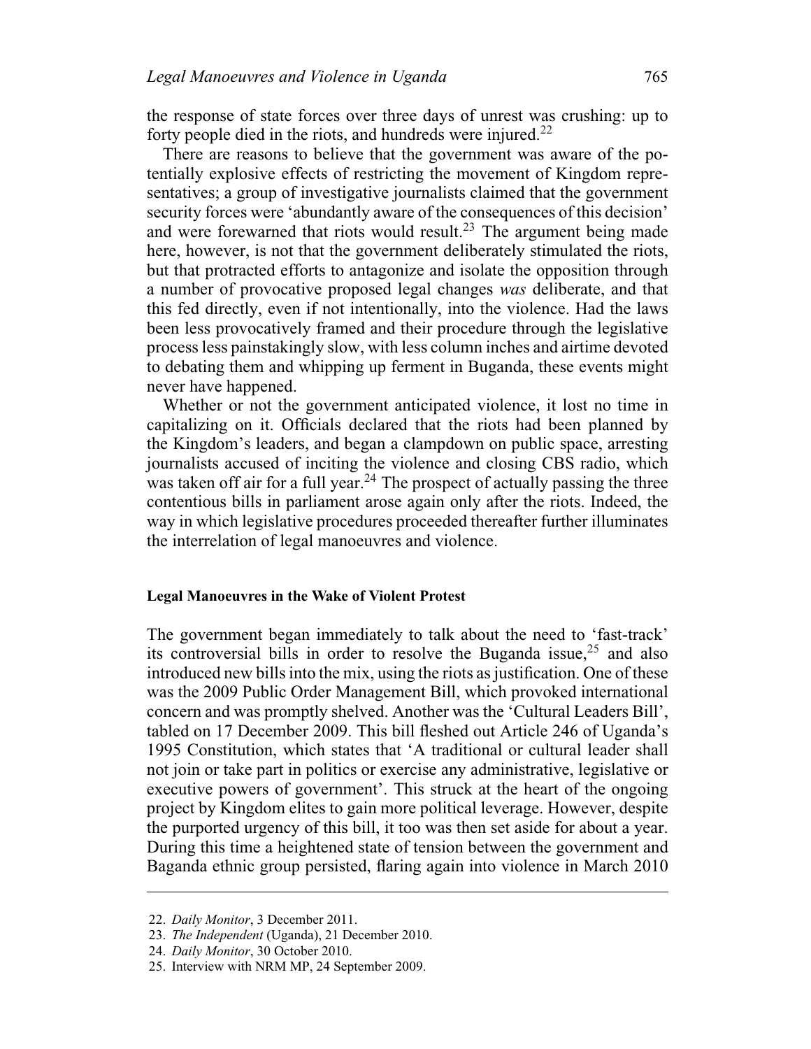the response of state forces over three days of unrest was crushing: up to forty people died in the riots, and hundreds were injured.[22]

There are reasons to believe that the government was aware of the potentially explosive effects of restricting the movement of Kingdom representatives; a group of investigative journalists claimed that the government security forces were 'abundantly aware of the consequences of this decision' and were forewarned that riots would result.[23] The argument being made here, however, is not that the government deliberately stimulated the riots, but that protracted efforts to antagonize and isolate the opposition through a number of provocative proposed legal changes *was* deliberate, and that this fed directly, even if not intentionally, into the violence. Had the laws been less provocatively framed and their procedure through the legislative process less painstakingly slow, with less column inches and airtime devoted to debating them and whipping up ferment in Buganda, these events might never have happened.

Whether or not the government anticipated violence, it lost no time in capitalizing on it. Officials declared that the riots had been planned by the Kingdom's leaders, and began a clampdown on public space, arresting journalists accused of inciting the violence and closing CBS radio, which was taken off air for a full year.[24] The prospect of actually passing the three contentious bills in parliament arose again only after the riots. Indeed, the way in which legislative procedures proceeded thereafter further illuminates the interrelation of legal manoeuvres and violence.

#### Legal Manoeuvres in the Wake of Violent Protest

The government began immediately to talk about the need to 'fast-track' its controversial bills in order to resolve the Buganda issue,[25] and also introduced new bills into the mix, using the riots as justification. One of these was the 2009 Public Order Management Bill, which provoked international concern and was promptly shelved. Another was the 'Cultural Leaders Bill', tabled on 17 December 2009. This bill fleshed out Article 246 of Uganda's 1995 Constitution, which states that 'A traditional or cultural leader shall not join or take part in politics or exercise any administrative, legislative or executive powers of government'. This struck at the heart of the ongoing project by Kingdom elites to gain more political leverage. However, despite the purported urgency of this bill, it too was then set aside for about a year. During this time a heightened state of tension between the government and Baganda ethnic group persisted, flaring again into violence in March 2010

---

22. *Daily Monitor*, 3 December 2011.
23. *The Independent* (Uganda), 21 December 2010.
24. *Daily Monitor*, 30 October 2010.
25. Interview with NRM MP, 24 September 2009.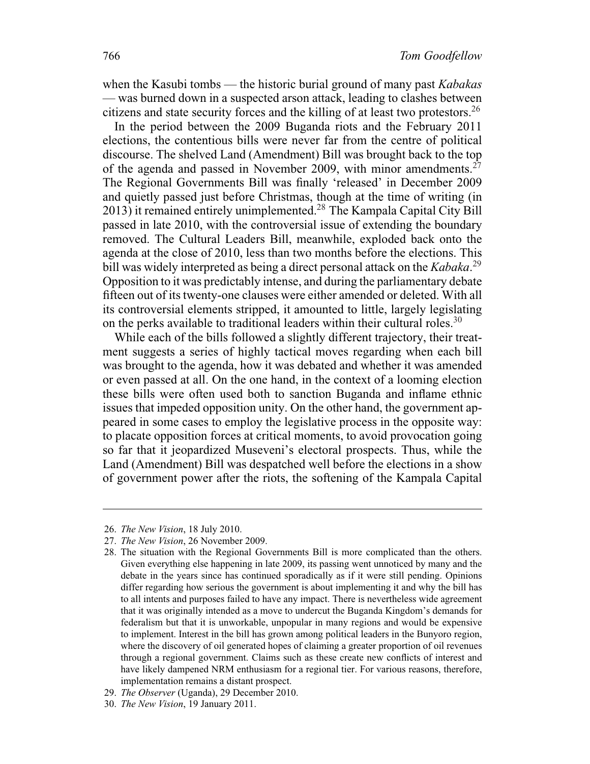when the Kasubi tombs — the historic burial ground of many past *Kabakas* — was burned down in a suspected arson attack, leading to clashes between citizens and state security forces and the killing of at least two protestors.[26]

In the period between the 2009 Buganda riots and the February 2011 elections, the contentious bills were never far from the centre of political discourse. The shelved Land (Amendment) Bill was brought back to the top of the agenda and passed in November 2009, with minor amendments.[27] The Regional Governments Bill was finally 'released' in December 2009 and quietly passed just before Christmas, though at the time of writing (in 2013) it remained entirely unimplemented.[28] The Kampala Capital City Bill passed in late 2010, with the controversial issue of extending the boundary removed. The Cultural Leaders Bill, meanwhile, exploded back onto the agenda at the close of 2010, less than two months before the elections. This bill was widely interpreted as being a direct personal attack on the *Kabaka*.[29] Opposition to it was predictably intense, and during the parliamentary debate fifteen out of its twenty-one clauses were either amended or deleted. With all its controversial elements stripped, it amounted to little, largely legislating on the perks available to traditional leaders within their cultural roles.[30]

While each of the bills followed a slightly different trajectory, their treatment suggests a series of highly tactical moves regarding when each bill was brought to the agenda, how it was debated and whether it was amended or even passed at all. On the one hand, in the context of a looming election these bills were often used both to sanction Buganda and inflame ethnic issues that impeded opposition unity. On the other hand, the government appeared in some cases to employ the legislative process in the opposite way: to placate opposition forces at critical moments, to avoid provocation going so far that it jeopardized Museveni's electoral prospects. Thus, while the Land (Amendment) Bill was despatched well before the elections in a show of government power after the riots, the softening of the Kampala Capital

---

26. *The New Vision*, 18 July 2010.
27. *The New Vision*, 26 November 2009.
28. The situation with the Regional Governments Bill is more complicated than the others. Given everything else happening in late 2009, its passing went unnoticed by many and the debate in the years since has continued sporadically as if it were still pending. Opinions differ regarding how serious the government is about implementing it and why the bill has to all intents and purposes failed to have any impact. There is nevertheless wide agreement that it was originally intended as a move to undercut the Buganda Kingdom's demands for federalism but that it is unworkable, unpopular in many regions and would be expensive to implement. Interest in the bill has grown among political leaders in the Bunyoro region, where the discovery of oil generated hopes of claiming a greater proportion of oil revenues through a regional government. Claims such as these create new conflicts of interest and have likely dampened NRM enthusiasm for a regional tier. For various reasons, therefore, implementation remains a distant prospect.
29. *The Observer* (Uganda), 29 December 2010.
30. *The New Vision*, 19 January 2011.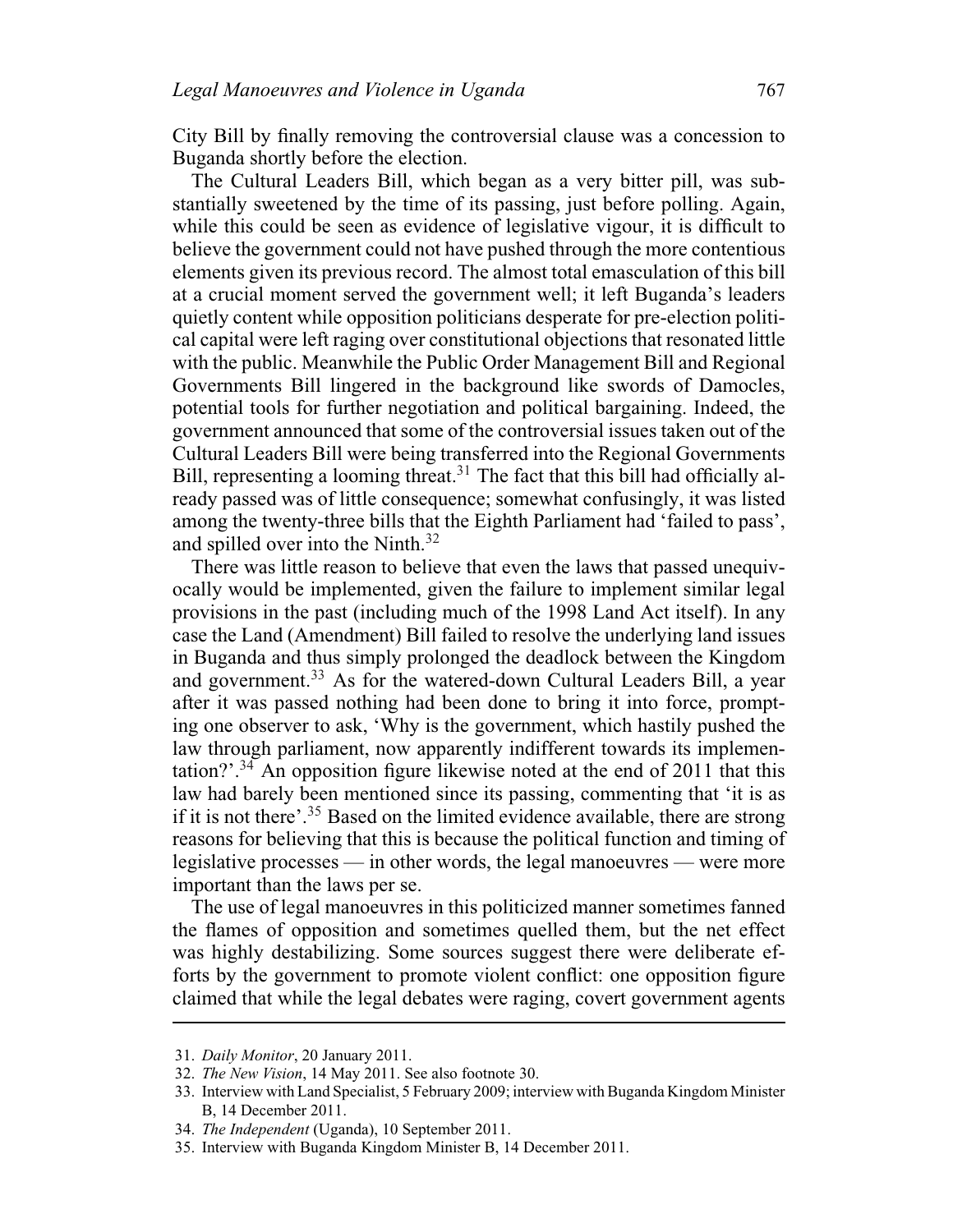City Bill by finally removing the controversial clause was a concession to Buganda shortly before the election.

The Cultural Leaders Bill, which began as a very bitter pill, was substantially sweetened by the time of its passing, just before polling. Again, while this could be seen as evidence of legislative vigour, it is difficult to believe the government could not have pushed through the more contentious elements given its previous record. The almost total emasculation of this bill at a crucial moment served the government well; it left Buganda's leaders quietly content while opposition politicians desperate for pre-election political capital were left raging over constitutional objections that resonated little with the public. Meanwhile the Public Order Management Bill and Regional Governments Bill lingered in the background like swords of Damocles, potential tools for further negotiation and political bargaining. Indeed, the government announced that some of the controversial issues taken out of the Cultural Leaders Bill were being transferred into the Regional Governments Bill, representing a looming threat.[31] The fact that this bill had officially already passed was of little consequence; somewhat confusingly, it was listed among the twenty-three bills that the Eighth Parliament had 'failed to pass', and spilled over into the Ninth.[32]

There was little reason to believe that even the laws that passed unequivocally would be implemented, given the failure to implement similar legal provisions in the past (including much of the 1998 Land Act itself). In any case the Land (Amendment) Bill failed to resolve the underlying land issues in Buganda and thus simply prolonged the deadlock between the Kingdom and government.[33] As for the watered-down Cultural Leaders Bill, a year after it was passed nothing had been done to bring it into force, prompting one observer to ask, 'Why is the government, which hastily pushed the law through parliament, now apparently indifferent towards its implementation?'.[34] An opposition figure likewise noted at the end of 2011 that this law had barely been mentioned since its passing, commenting that 'it is as if it is not there'.[35] Based on the limited evidence available, there are strong reasons for believing that this is because the political function and timing of legislative processes — in other words, the legal manoeuvres — were more important than the laws per se.

The use of legal manoeuvres in this politicized manner sometimes fanned the flames of opposition and sometimes quelled them, but the net effect was highly destabilizing. Some sources suggest there were deliberate efforts by the government to promote violent conflict: one opposition figure claimed that while the legal debates were raging, covert government agents

---

31. *Daily Monitor*, 20 January 2011.
32. *The New Vision*, 14 May 2011. See also footnote 30.
33. Interview with Land Specialist, 5 February 2009; interview with Buganda Kingdom Minister B, 14 December 2011.
34. *The Independent* (Uganda), 10 September 2011.
35. Interview with Buganda Kingdom Minister B, 14 December 2011.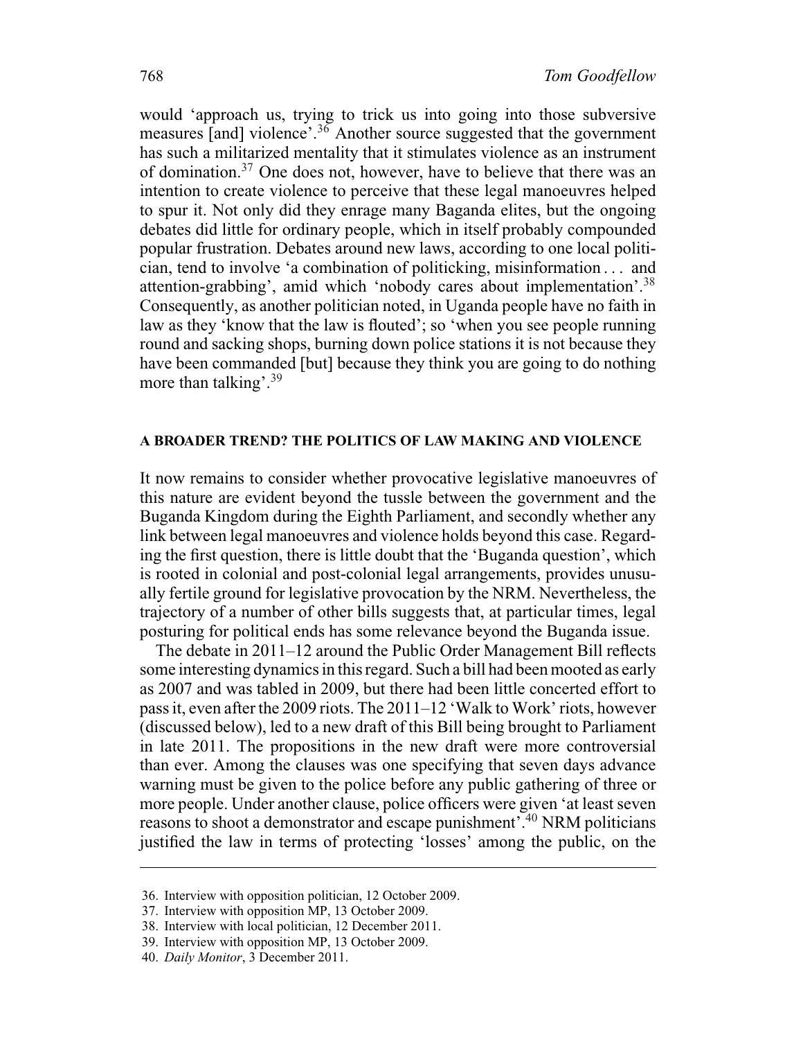would 'approach us, trying to trick us into going into those subversive measures [and] violence'.[36] Another source suggested that the government has such a militarized mentality that it stimulates violence as an instrument of domination.[37] One does not, however, have to believe that there was an intention to create violence to perceive that these legal manoeuvres helped to spur it. Not only did they enrage many Baganda elites, but the ongoing debates did little for ordinary people, which in itself probably compounded popular frustration. Debates around new laws, according to one local politician, tend to involve 'a combination of politicking, misinformation . . . and attention-grabbing', amid which 'nobody cares about implementation'.[38] Consequently, as another politician noted, in Uganda people have no faith in law as they 'know that the law is flouted'; so 'when you see people running round and sacking shops, burning down police stations it is not because they have been commanded [but] because they think you are going to do nothing more than talking'.[39]

## A BROADER TREND? THE POLITICS OF LAW MAKING AND VIOLENCE

It now remains to consider whether provocative legislative manoeuvres of this nature are evident beyond the tussle between the government and the Buganda Kingdom during the Eighth Parliament, and secondly whether any link between legal manoeuvres and violence holds beyond this case. Regarding the first question, there is little doubt that the 'Buganda question', which is rooted in colonial and post-colonial legal arrangements, provides unusually fertile ground for legislative provocation by the NRM. Nevertheless, the trajectory of a number of other bills suggests that, at particular times, legal posturing for political ends has some relevance beyond the Buganda issue.

The debate in 2011–12 around the Public Order Management Bill reflects some interesting dynamics in this regard. Such a bill had been mooted as early as 2007 and was tabled in 2009, but there had been little concerted effort to pass it, even after the 2009 riots. The 2011–12 'Walk to Work' riots, however (discussed below), led to a new draft of this Bill being brought to Parliament in late 2011. The propositions in the new draft were more controversial than ever. Among the clauses was one specifying that seven days advance warning must be given to the police before any public gathering of three or more people. Under another clause, police officers were given 'at least seven reasons to shoot a demonstrator and escape punishment'.[40] NRM politicians justified the law in terms of protecting 'losses' among the public, on the

36. Interview with opposition politician, 12 October 2009.
37. Interview with opposition MP, 13 October 2009.
38. Interview with local politician, 12 December 2011.
39. Interview with opposition MP, 13 October 2009.
40. *Daily Monitor*, 3 December 2011.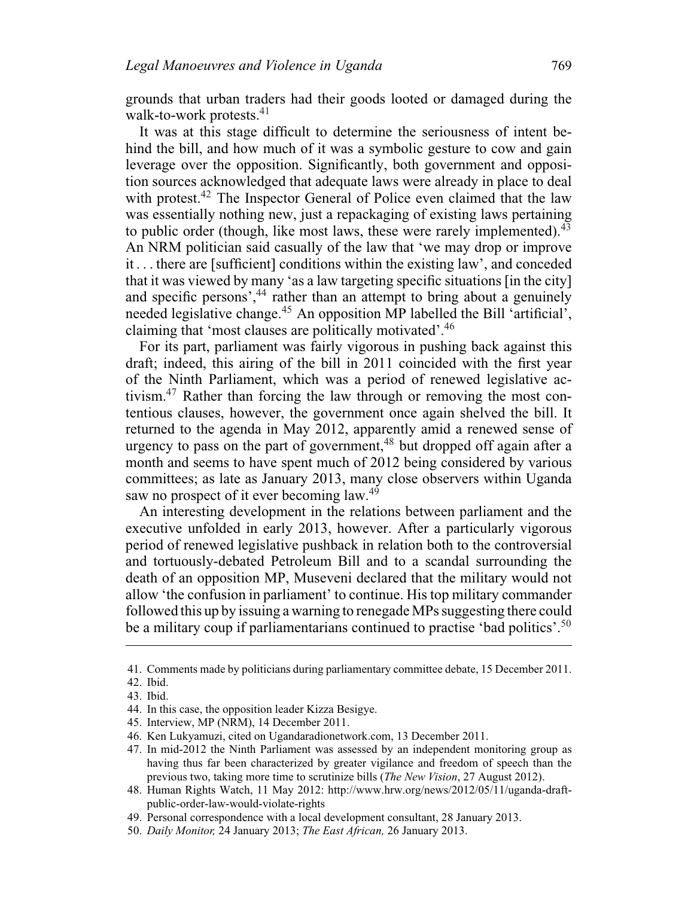grounds that urban traders had their goods looted or damaged during the walk-to-work protests.[41]

It was at this stage difficult to determine the seriousness of intent behind the bill, and how much of it was a symbolic gesture to cow and gain leverage over the opposition. Significantly, both government and opposition sources acknowledged that adequate laws were already in place to deal with protest.[42] The Inspector General of Police even claimed that the law was essentially nothing new, just a repackaging of existing laws pertaining to public order (though, like most laws, these were rarely implemented).[43] An NRM politician said casually of the law that 'we may drop or improve it . . . there are [sufficient] conditions within the existing law', and conceded that it was viewed by many 'as a law targeting specific situations [in the city] and specific persons',[44] rather than an attempt to bring about a genuinely needed legislative change.[45] An opposition MP labelled the Bill 'artificial', claiming that 'most clauses are politically motivated'.[46]

For its part, parliament was fairly vigorous in pushing back against this draft; indeed, this airing of the bill in 2011 coincided with the first year of the Ninth Parliament, which was a period of renewed legislative activism.[47] Rather than forcing the law through or removing the most contentious clauses, however, the government once again shelved the bill. It returned to the agenda in May 2012, apparently amid a renewed sense of urgency to pass on the part of government,[48] but dropped off again after a month and seems to have spent much of 2012 being considered by various committees; as late as January 2013, many close observers within Uganda saw no prospect of it ever becoming law.[49]

An interesting development in the relations between parliament and the executive unfolded in early 2013, however. After a particularly vigorous period of renewed legislative pushback in relation both to the controversial and tortuously-debated Petroleum Bill and to a scandal surrounding the death of an opposition MP, Museveni declared that the military would not allow 'the confusion in parliament' to continue. His top military commander followed this up by issuing a warning to renegade MPs suggesting there could be a military coup if parliamentarians continued to practise 'bad politics'.[50]

---

41. Comments made by politicians during parliamentary committee debate, 15 December 2011.
42. Ibid.
43. Ibid.
44. In this case, the opposition leader Kizza Besigye.
45. Interview, MP (NRM), 14 December 2011.
46. Ken Lukyamuzi, cited on Ugandaradionetwork.com, 13 December 2011.
47. In mid-2012 the Ninth Parliament was assessed by an independent monitoring group as having thus far been characterized by greater vigilance and freedom of speech than the previous two, taking more time to scrutinize bills (*The New Vision*, 27 August 2012).
48. Human Rights Watch, 11 May 2012: http://www.hrw.org/news/2012/05/11/uganda-draft-public-order-law-would-violate-rights
49. Personal correspondence with a local development consultant, 28 January 2013.
50. *Daily Monitor,* 24 January 2013; *The East African,* 26 January 2013.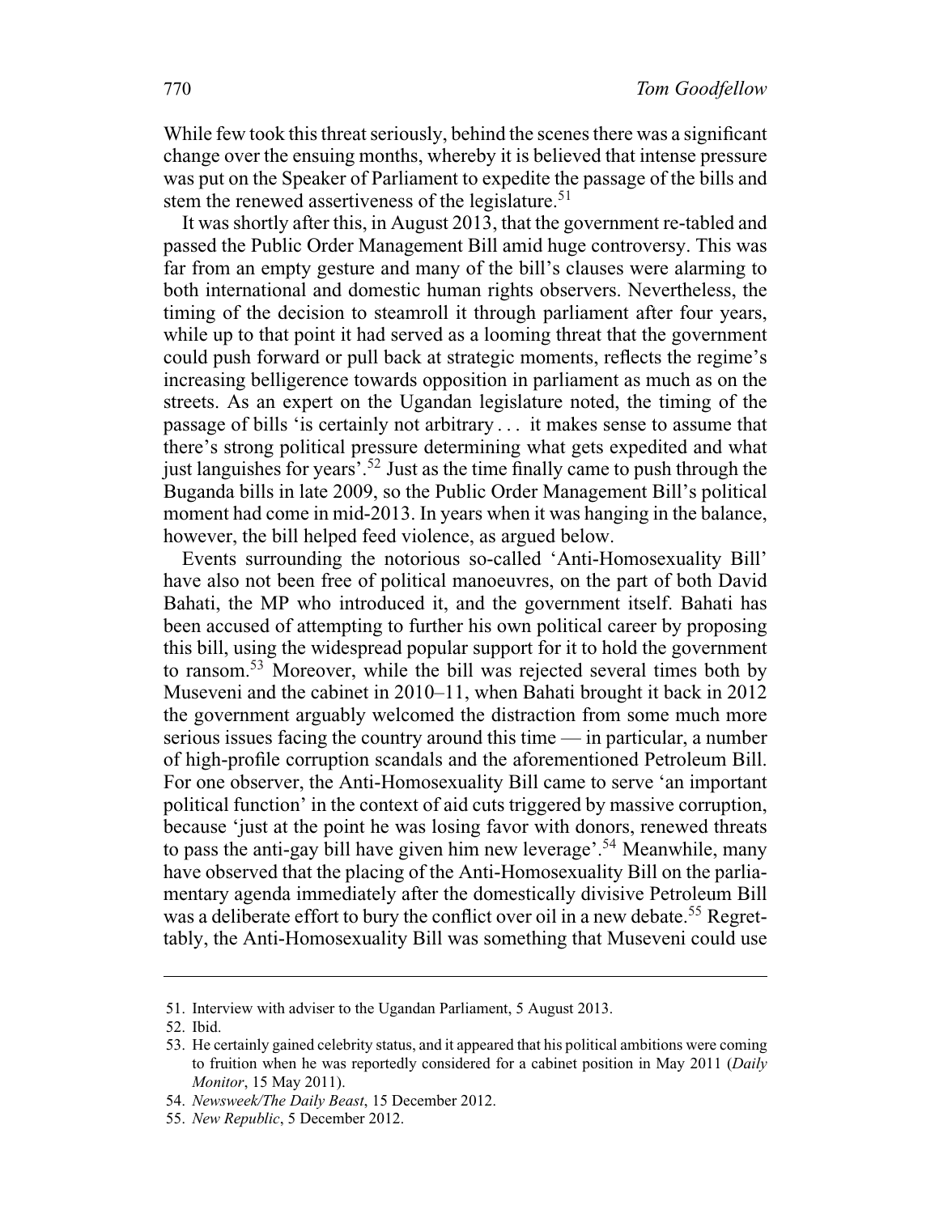While few took this threat seriously, behind the scenes there was a significant change over the ensuing months, whereby it is believed that intense pressure was put on the Speaker of Parliament to expedite the passage of the bills and stem the renewed assertiveness of the legislature.[51]

It was shortly after this, in August 2013, that the government re-tabled and passed the Public Order Management Bill amid huge controversy. This was far from an empty gesture and many of the bill's clauses were alarming to both international and domestic human rights observers. Nevertheless, the timing of the decision to steamroll it through parliament after four years, while up to that point it had served as a looming threat that the government could push forward or pull back at strategic moments, reflects the regime's increasing belligerence towards opposition in parliament as much as on the streets. As an expert on the Ugandan legislature noted, the timing of the passage of bills 'is certainly not arbitrary . . . it makes sense to assume that there's strong political pressure determining what gets expedited and what just languishes for years'.[52] Just as the time finally came to push through the Buganda bills in late 2009, so the Public Order Management Bill's political moment had come in mid-2013. In years when it was hanging in the balance, however, the bill helped feed violence, as argued below.

Events surrounding the notorious so-called 'Anti-Homosexuality Bill' have also not been free of political manoeuvres, on the part of both David Bahati, the MP who introduced it, and the government itself. Bahati has been accused of attempting to further his own political career by proposing this bill, using the widespread popular support for it to hold the government to ransom.[53] Moreover, while the bill was rejected several times both by Museveni and the cabinet in 2010–11, when Bahati brought it back in 2012 the government arguably welcomed the distraction from some much more serious issues facing the country around this time — in particular, a number of high-profile corruption scandals and the aforementioned Petroleum Bill. For one observer, the Anti-Homosexuality Bill came to serve 'an important political function' in the context of aid cuts triggered by massive corruption, because 'just at the point he was losing favor with donors, renewed threats to pass the anti-gay bill have given him new leverage'.[54] Meanwhile, many have observed that the placing of the Anti-Homosexuality Bill on the parliamentary agenda immediately after the domestically divisive Petroleum Bill was a deliberate effort to bury the conflict over oil in a new debate.[55] Regrettably, the Anti-Homosexuality Bill was something that Museveni could use

---

51. Interview with adviser to the Ugandan Parliament, 5 August 2013.

52. Ibid.

53. He certainly gained celebrity status, and it appeared that his political ambitions were coming to fruition when he was reportedly considered for a cabinet position in May 2011 (*Daily Monitor*, 15 May 2011).

54. *Newsweek/The Daily Beast*, 15 December 2012.

55. *New Republic*, 5 December 2012.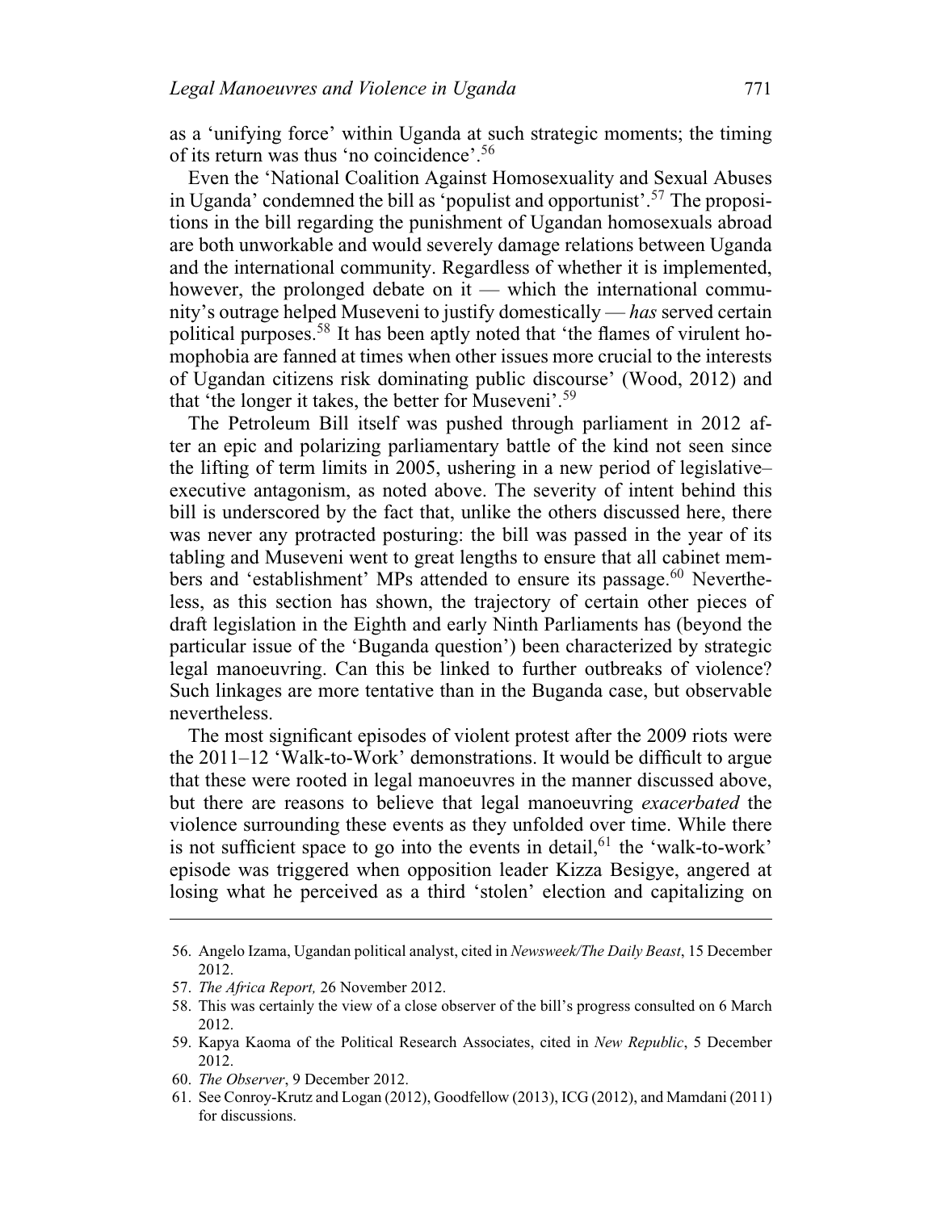as a 'unifying force' within Uganda at such strategic moments; the timing of its return was thus 'no coincidence'.[56]

Even the 'National Coalition Against Homosexuality and Sexual Abuses in Uganda' condemned the bill as 'populist and opportunist'.[57] The propositions in the bill regarding the punishment of Ugandan homosexuals abroad are both unworkable and would severely damage relations between Uganda and the international community. Regardless of whether it is implemented, however, the prolonged debate on it — which the international community's outrage helped Museveni to justify domestically — *has* served certain political purposes.[58] It has been aptly noted that 'the flames of virulent homophobia are fanned at times when other issues more crucial to the interests of Ugandan citizens risk dominating public discourse' (Wood, 2012) and that 'the longer it takes, the better for Museveni'.[59]

The Petroleum Bill itself was pushed through parliament in 2012 after an epic and polarizing parliamentary battle of the kind not seen since the lifting of term limits in 2005, ushering in a new period of legislative–executive antagonism, as noted above. The severity of intent behind this bill is underscored by the fact that, unlike the others discussed here, there was never any protracted posturing: the bill was passed in the year of its tabling and Museveni went to great lengths to ensure that all cabinet members and 'establishment' MPs attended to ensure its passage.[60] Nevertheless, as this section has shown, the trajectory of certain other pieces of draft legislation in the Eighth and early Ninth Parliaments has (beyond the particular issue of the 'Buganda question') been characterized by strategic legal manoeuvring. Can this be linked to further outbreaks of violence? Such linkages are more tentative than in the Buganda case, but observable nevertheless.

The most significant episodes of violent protest after the 2009 riots were the 2011–12 'Walk-to-Work' demonstrations. It would be difficult to argue that these were rooted in legal manoeuvres in the manner discussed above, but there are reasons to believe that legal manoeuvring *exacerbated* the violence surrounding these events as they unfolded over time. While there is not sufficient space to go into the events in detail,[61] the 'walk-to-work' episode was triggered when opposition leader Kizza Besigye, angered at losing what he perceived as a third 'stolen' election and capitalizing on

---

56. Angelo Izama, Ugandan political analyst, cited in *Newsweek/The Daily Beast*, 15 December 2012.
57. *The Africa Report,* 26 November 2012.
58. This was certainly the view of a close observer of the bill's progress consulted on 6 March 2012.
59. Kapya Kaoma of the Political Research Associates, cited in *New Republic*, 5 December 2012.
60. *The Observer*, 9 December 2012.
61. See Conroy-Krutz and Logan (2012), Goodfellow (2013), ICG (2012), and Mamdani (2011) for discussions.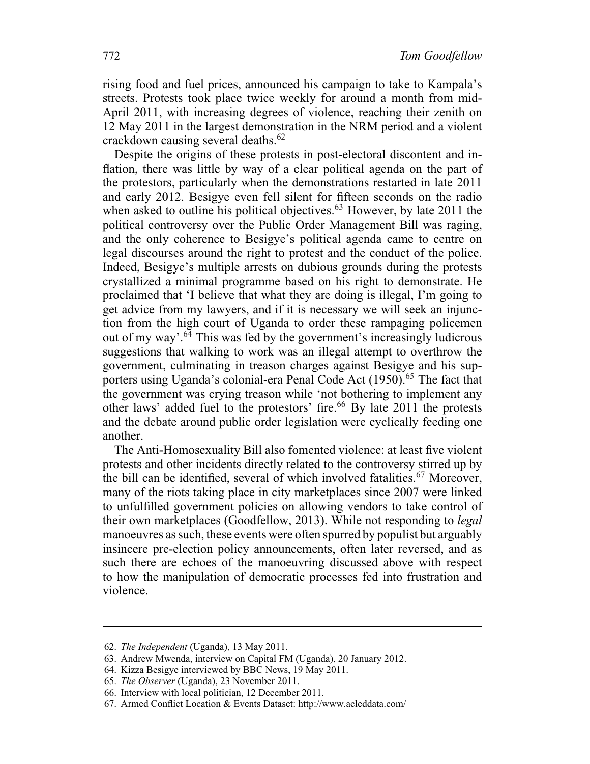rising food and fuel prices, announced his campaign to take to Kampala's streets. Protests took place twice weekly for around a month from mid-April 2011, with increasing degrees of violence, reaching their zenith on 12 May 2011 in the largest demonstration in the NRM period and a violent crackdown causing several deaths.[62]

Despite the origins of these protests in post-electoral discontent and inflation, there was little by way of a clear political agenda on the part of the protestors, particularly when the demonstrations restarted in late 2011 and early 2012. Besigye even fell silent for fifteen seconds on the radio when asked to outline his political objectives.[63] However, by late 2011 the political controversy over the Public Order Management Bill was raging, and the only coherence to Besigye's political agenda came to centre on legal discourses around the right to protest and the conduct of the police. Indeed, Besigye's multiple arrests on dubious grounds during the protests crystallized a minimal programme based on his right to demonstrate. He proclaimed that 'I believe that what they are doing is illegal, I'm going to get advice from my lawyers, and if it is necessary we will seek an injunction from the high court of Uganda to order these rampaging policemen out of my way'.[64] This was fed by the government's increasingly ludicrous suggestions that walking to work was an illegal attempt to overthrow the government, culminating in treason charges against Besigye and his supporters using Uganda's colonial-era Penal Code Act (1950).[65] The fact that the government was crying treason while 'not bothering to implement any other laws' added fuel to the protestors' fire.[66] By late 2011 the protests and the debate around public order legislation were cyclically feeding one another.

The Anti-Homosexuality Bill also fomented violence: at least five violent protests and other incidents directly related to the controversy stirred up by the bill can be identified, several of which involved fatalities.[67] Moreover, many of the riots taking place in city marketplaces since 2007 were linked to unfulfilled government policies on allowing vendors to take control of their own marketplaces (Goodfellow, 2013). While not responding to *legal* manoeuvres as such, these events were often spurred by populist but arguably insincere pre-election policy announcements, often later reversed, and as such there are echoes of the manoeuvring discussed above with respect to how the manipulation of democratic processes fed into frustration and violence.

---

62. *The Independent* (Uganda), 13 May 2011.
63. Andrew Mwenda, interview on Capital FM (Uganda), 20 January 2012.
64. Kizza Besigye interviewed by BBC News, 19 May 2011.
65. *The Observer* (Uganda), 23 November 2011.
66. Interview with local politician, 12 December 2011.
67. Armed Conflict Location & Events Dataset: http://www.acleddata.com/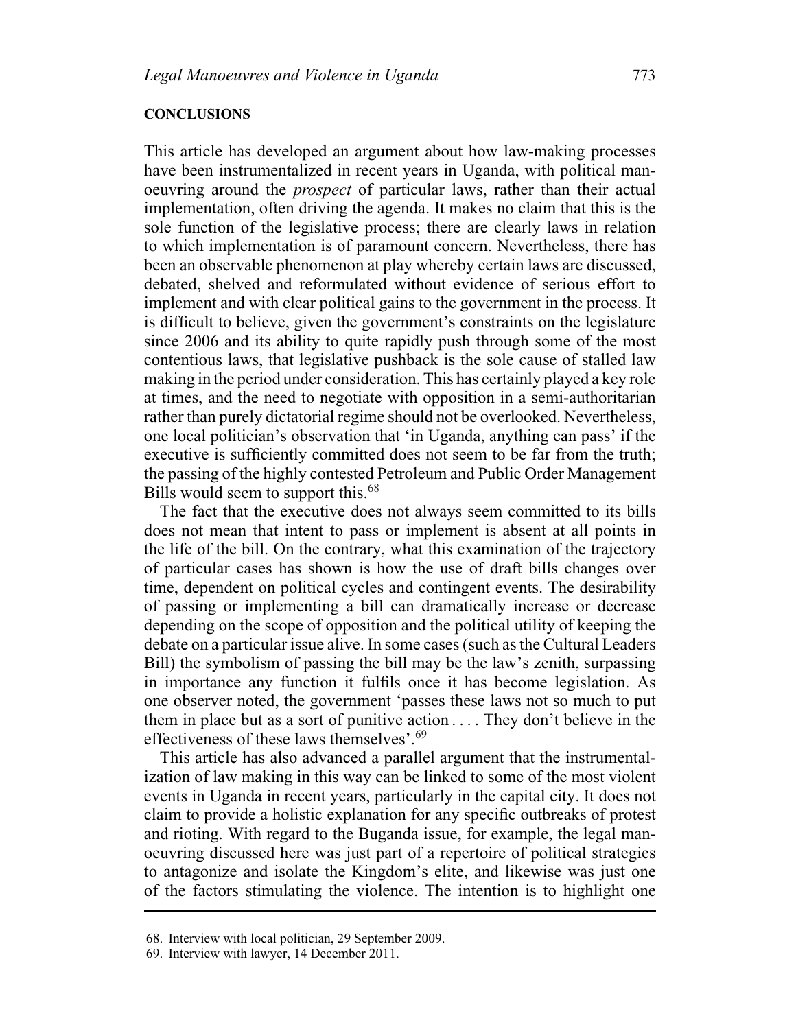## CONCLUSIONS

This article has developed an argument about how law-making processes have been instrumentalized in recent years in Uganda, with political manoeuvring around the *prospect* of particular laws, rather than their actual implementation, often driving the agenda. It makes no claim that this is the sole function of the legislative process; there are clearly laws in relation to which implementation is of paramount concern. Nevertheless, there has been an observable phenomenon at play whereby certain laws are discussed, debated, shelved and reformulated without evidence of serious effort to implement and with clear political gains to the government in the process. It is difficult to believe, given the government's constraints on the legislature since 2006 and its ability to quite rapidly push through some of the most contentious laws, that legislative pushback is the sole cause of stalled law making in the period under consideration. This has certainly played a key role at times, and the need to negotiate with opposition in a semi-authoritarian rather than purely dictatorial regime should not be overlooked. Nevertheless, one local politician's observation that 'in Uganda, anything can pass' if the executive is sufficiently committed does not seem to be far from the truth; the passing of the highly contested Petroleum and Public Order Management Bills would seem to support this.[68]

The fact that the executive does not always seem committed to its bills does not mean that intent to pass or implement is absent at all points in the life of the bill. On the contrary, what this examination of the trajectory of particular cases has shown is how the use of draft bills changes over time, dependent on political cycles and contingent events. The desirability of passing or implementing a bill can dramatically increase or decrease depending on the scope of opposition and the political utility of keeping the debate on a particular issue alive. In some cases (such as the Cultural Leaders Bill) the symbolism of passing the bill may be the law's zenith, surpassing in importance any function it fulfils once it has become legislation. As one observer noted, the government 'passes these laws not so much to put them in place but as a sort of punitive action . . . . They don't believe in the effectiveness of these laws themselves'.[69]

This article has also advanced a parallel argument that the instrumentalization of law making in this way can be linked to some of the most violent events in Uganda in recent years, particularly in the capital city. It does not claim to provide a holistic explanation for any specific outbreaks of protest and rioting. With regard to the Buganda issue, for example, the legal manoeuvring discussed here was just part of a repertoire of political strategies to antagonize and isolate the Kingdom's elite, and likewise was just one of the factors stimulating the violence. The intention is to highlight one

68. Interview with local politician, 29 September 2009.
69. Interview with lawyer, 14 December 2011.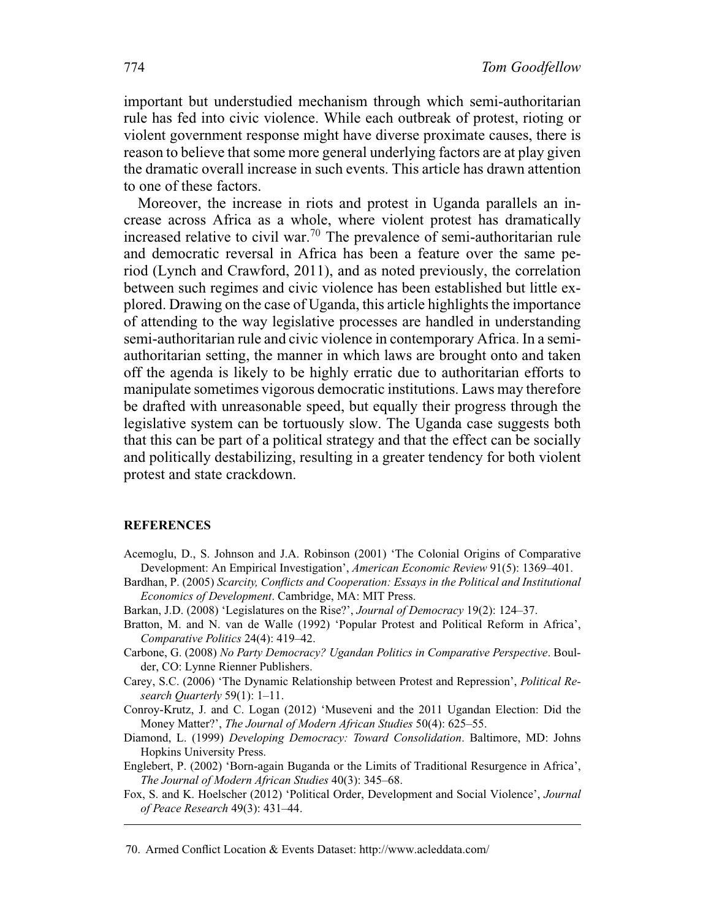important but understudied mechanism through which semi-authoritarian rule has fed into civic violence. While each outbreak of protest, rioting or violent government response might have diverse proximate causes, there is reason to believe that some more general underlying factors are at play given the dramatic overall increase in such events. This article has drawn attention to one of these factors.

Moreover, the increase in riots and protest in Uganda parallels an increase across Africa as a whole, where violent protest has dramatically increased relative to civil war.[70] The prevalence of semi-authoritarian rule and democratic reversal in Africa has been a feature over the same period (Lynch and Crawford, 2011), and as noted previously, the correlation between such regimes and civic violence has been established but little explored. Drawing on the case of Uganda, this article highlights the importance of attending to the way legislative processes are handled in understanding semi-authoritarian rule and civic violence in contemporary Africa. In a semi-authoritarian setting, the manner in which laws are brought onto and taken off the agenda is likely to be highly erratic due to authoritarian efforts to manipulate sometimes vigorous democratic institutions. Laws may therefore be drafted with unreasonable speed, but equally their progress through the legislative system can be tortuously slow. The Uganda case suggests both that this can be part of a political strategy and that the effect can be socially and politically destabilizing, resulting in a greater tendency for both violent protest and state crackdown.

## REFERENCES

Acemoglu, D., S. Johnson and J.A. Robinson (2001) 'The Colonial Origins of Comparative Development: An Empirical Investigation', *American Economic Review* 91(5): 1369–401.

Bardhan, P. (2005) *Scarcity, Conflicts and Cooperation: Essays in the Political and Institutional Economics of Development*. Cambridge, MA: MIT Press.

Barkan, J.D. (2008) 'Legislatures on the Rise?', *Journal of Democracy* 19(2): 124–37.

Bratton, M. and N. van de Walle (1992) 'Popular Protest and Political Reform in Africa', *Comparative Politics* 24(4): 419–42.

Carbone, G. (2008) *No Party Democracy? Ugandan Politics in Comparative Perspective*. Boulder, CO: Lynne Rienner Publishers.

Carey, S.C. (2006) 'The Dynamic Relationship between Protest and Repression', *Political Research Quarterly* 59(1): 1–11.

Conroy-Krutz, J. and C. Logan (2012) 'Museveni and the 2011 Ugandan Election: Did the Money Matter?', *The Journal of Modern African Studies* 50(4): 625–55.

Diamond, L. (1999) *Developing Democracy: Toward Consolidation*. Baltimore, MD: Johns Hopkins University Press.

Englebert, P. (2002) 'Born-again Buganda or the Limits of Traditional Resurgence in Africa', *The Journal of Modern African Studies* 40(3): 345–68.

Fox, S. and K. Hoelscher (2012) 'Political Order, Development and Social Violence', *Journal of Peace Research* 49(3): 431–44.

70. Armed Conflict Location & Events Dataset: http://www.acleddata.com/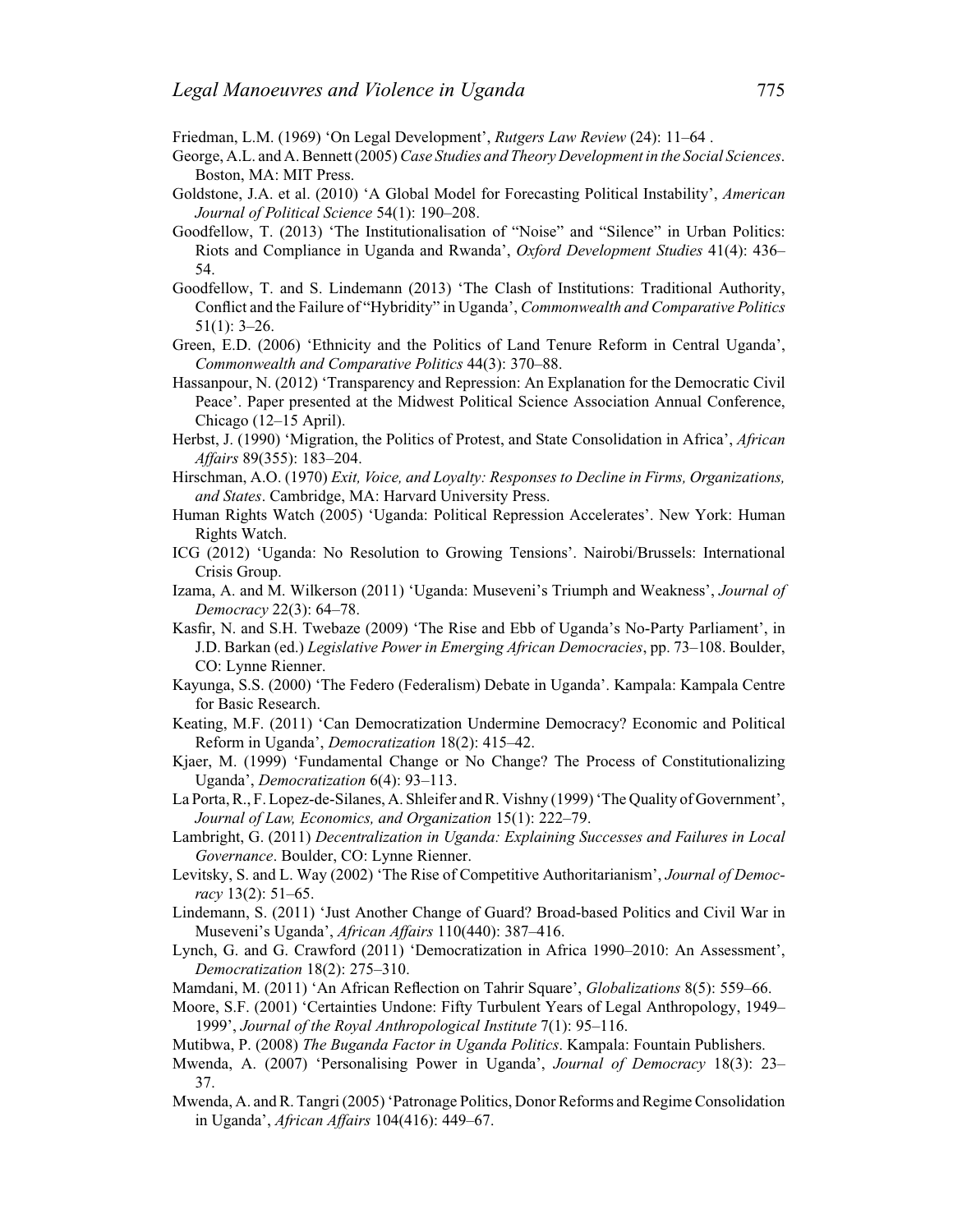Friedman, L.M. (1969) ‘On Legal Development’, *Rutgers Law Review* (24): 11–64 .

George, A.L. and A. Bennett (2005) *Case Studies and Theory Development in the Social Sciences*. Boston, MA: MIT Press.

Goldstone, J.A. et al. (2010) ‘A Global Model for Forecasting Political Instability’, *American Journal of Political Science* 54(1): 190–208.

Goodfellow, T. (2013) ‘The Institutionalisation of “Noise” and “Silence” in Urban Politics: Riots and Compliance in Uganda and Rwanda’, *Oxford Development Studies* 41(4): 436–54.

Goodfellow, T. and S. Lindemann (2013) ‘The Clash of Institutions: Traditional Authority, Conflict and the Failure of “Hybridity” in Uganda’, *Commonwealth and Comparative Politics* 51(1): 3–26.

Green, E.D. (2006) ‘Ethnicity and the Politics of Land Tenure Reform in Central Uganda’, *Commonwealth and Comparative Politics* 44(3): 370–88.

Hassanpour, N. (2012) ‘Transparency and Repression: An Explanation for the Democratic Civil Peace’. Paper presented at the Midwest Political Science Association Annual Conference, Chicago (12–15 April).

Herbst, J. (1990) ‘Migration, the Politics of Protest, and State Consolidation in Africa’, *African Affairs* 89(355): 183–204.

Hirschman, A.O. (1970) *Exit, Voice, and Loyalty: Responses to Decline in Firms, Organizations, and States*. Cambridge, MA: Harvard University Press.

Human Rights Watch (2005) ‘Uganda: Political Repression Accelerates’. New York: Human Rights Watch.

ICG (2012) ‘Uganda: No Resolution to Growing Tensions’. Nairobi/Brussels: International Crisis Group.

Izama, A. and M. Wilkerson (2011) ‘Uganda: Museveni’s Triumph and Weakness’, *Journal of Democracy* 22(3): 64–78.

Kasfir, N. and S.H. Twebaze (2009) ‘The Rise and Ebb of Uganda’s No-Party Parliament’, in J.D. Barkan (ed.) *Legislative Power in Emerging African Democracies*, pp. 73–108. Boulder, CO: Lynne Rienner.

Kayunga, S.S. (2000) ‘The Federo (Federalism) Debate in Uganda’. Kampala: Kampala Centre for Basic Research.

Keating, M.F. (2011) ‘Can Democratization Undermine Democracy? Economic and Political Reform in Uganda’, *Democratization* 18(2): 415–42.

Kjaer, M. (1999) ‘Fundamental Change or No Change? The Process of Constitutionalizing Uganda’, *Democratization* 6(4): 93–113.

La Porta, R., F. Lopez-de-Silanes, A. Shleifer and R. Vishny (1999) ‘The Quality of Government’, *Journal of Law, Economics, and Organization* 15(1): 222–79.

Lambright, G. (2011) *Decentralization in Uganda: Explaining Successes and Failures in Local Governance*. Boulder, CO: Lynne Rienner.

Levitsky, S. and L. Way (2002) ‘The Rise of Competitive Authoritarianism’, *Journal of Democracy* 13(2): 51–65.

Lindemann, S. (2011) ‘Just Another Change of Guard? Broad-based Politics and Civil War in Museveni’s Uganda’, *African Affairs* 110(440): 387–416.

Lynch, G. and G. Crawford (2011) ‘Democratization in Africa 1990–2010: An Assessment’, *Democratization* 18(2): 275–310.

Mamdani, M. (2011) ‘An African Reflection on Tahrir Square’, *Globalizations* 8(5): 559–66.

Moore, S.F. (2001) ‘Certainties Undone: Fifty Turbulent Years of Legal Anthropology, 1949–1999’, *Journal of the Royal Anthropological Institute* 7(1): 95–116.

Mutibwa, P. (2008) *The Buganda Factor in Uganda Politics*. Kampala: Fountain Publishers.

Mwenda, A. (2007) ‘Personalising Power in Uganda’, *Journal of Democracy* 18(3): 23–37.

Mwenda, A. and R. Tangri (2005) ‘Patronage Politics, Donor Reforms and Regime Consolidation in Uganda’, *African Affairs* 104(416): 449–67.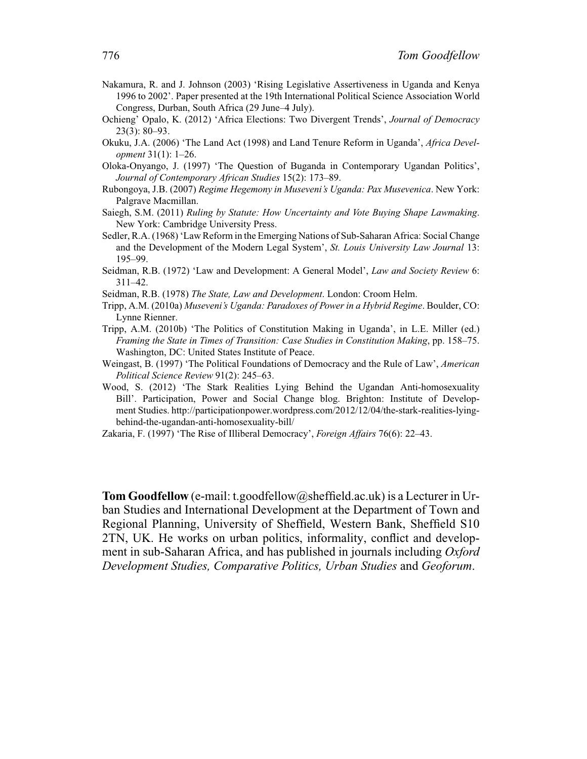Nakamura, R. and J. Johnson (2003) 'Rising Legislative Assertiveness in Uganda and Kenya 1996 to 2002'. Paper presented at the 19th International Political Science Association World Congress, Durban, South Africa (29 June–4 July).

Ochieng' Opalo, K. (2012) 'Africa Elections: Two Divergent Trends', *Journal of Democracy* 23(3): 80–93.

Okuku, J.A. (2006) 'The Land Act (1998) and Land Tenure Reform in Uganda', *Africa Development* 31(1): 1–26.

Oloka-Onyango, J. (1997) 'The Question of Buganda in Contemporary Ugandan Politics', *Journal of Contemporary African Studies* 15(2): 173–89.

Rubongoya, J.B. (2007) *Regime Hegemony in Museveni's Uganda: Pax Musevenica*. New York: Palgrave Macmillan.

Saiegh, S.M. (2011) *Ruling by Statute: How Uncertainty and Vote Buying Shape Lawmaking*. New York: Cambridge University Press.

Sedler, R.A. (1968) 'Law Reform in the Emerging Nations of Sub-Saharan Africa: Social Change and the Development of the Modern Legal System', *St. Louis University Law Journal* 13: 195–99.

Seidman, R.B. (1972) 'Law and Development: A General Model', *Law and Society Review* 6: 311–42.

Seidman, R.B. (1978) *The State, Law and Development*. London: Croom Helm.

Tripp, A.M. (2010a) *Museveni's Uganda: Paradoxes of Power in a Hybrid Regime*. Boulder, CO: Lynne Rienner.

Tripp, A.M. (2010b) 'The Politics of Constitution Making in Uganda', in L.E. Miller (ed.) *Framing the State in Times of Transition: Case Studies in Constitution Making*, pp. 158–75. Washington, DC: United States Institute of Peace.

Weingast, B. (1997) 'The Political Foundations of Democracy and the Rule of Law', *American Political Science Review* 91(2): 245–63.

Wood, S. (2012) 'The Stark Realities Lying Behind the Ugandan Anti-homosexuality Bill'. Participation, Power and Social Change blog. Brighton: Institute of Development Studies. http://participationpower.wordpress.com/2012/12/04/the-stark-realities-lying-behind-the-ugandan-anti-homosexuality-bill/

Zakaria, F. (1997) 'The Rise of Illiberal Democracy', *Foreign Affairs* 76(6): 22–43.

**Tom Goodfellow** (e-mail: t.goodfellow@sheffield.ac.uk) is a Lecturer in Urban Studies and International Development at the Department of Town and Regional Planning, University of Sheffield, Western Bank, Sheffield S10 2TN, UK. He works on urban politics, informality, conflict and development in sub-Saharan Africa, and has published in journals including *Oxford Development Studies, Comparative Politics, Urban Studies* and *Geoforum*.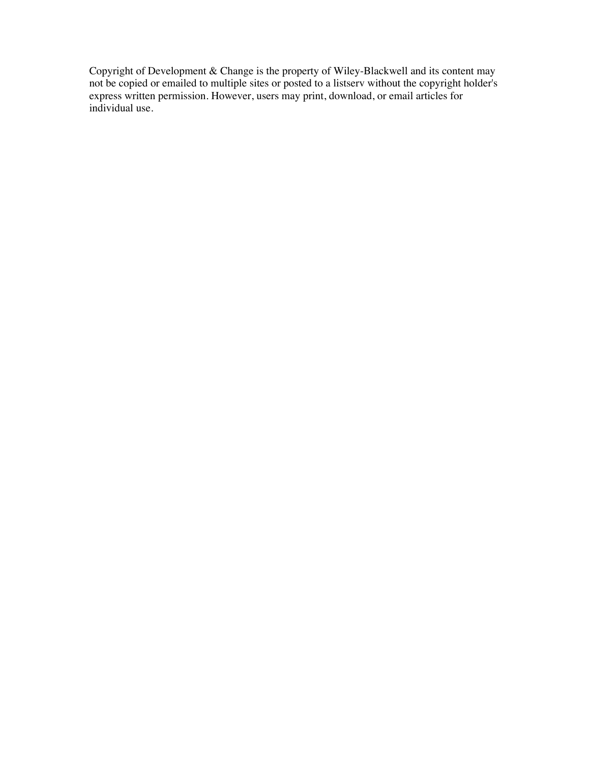Copyright of Development & Change is the property of Wiley-Blackwell and its content may not be copied or emailed to multiple sites or posted to a listserv without the copyright holder's express written permission. However, users may print, download, or email articles for individual use.